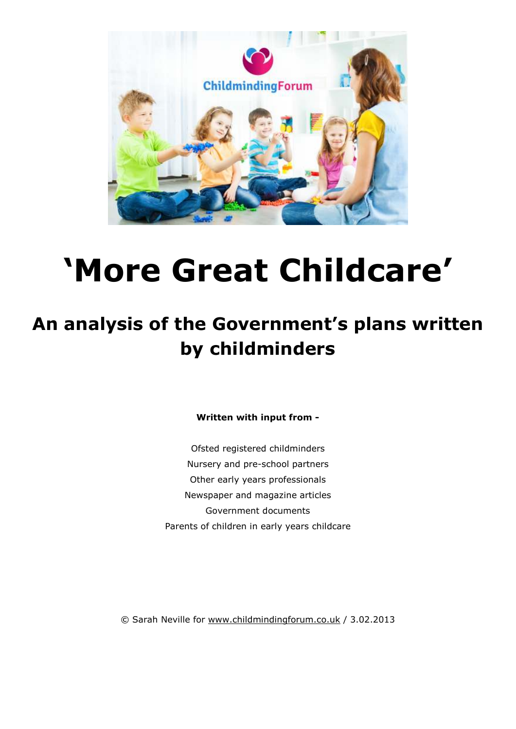# 'More Great Childcare'

## An analysis of the Government's plans written by childminders

**Written with input from -**

Ofsted registered childminders
Nursery and pre-school partners
Other early years professionals
Newspaper and magazine articles
Government documents
Parents of children in early years childcare

© Sarah Neville for www.childmindingforum.co.uk / 3.02.2013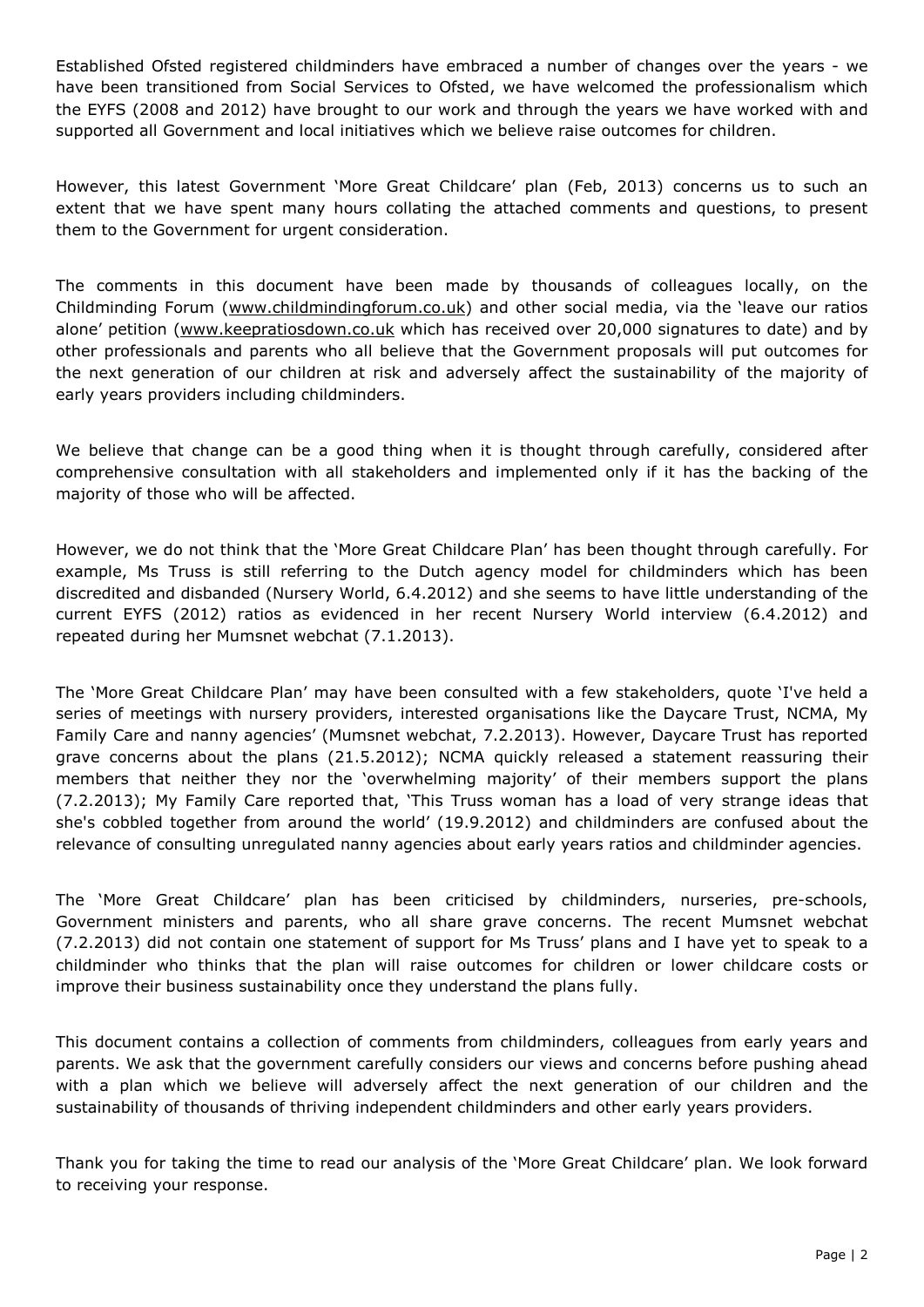Established Ofsted registered childminders have embraced a number of changes over the years - we have been transitioned from Social Services to Ofsted, we have welcomed the professionalism which the EYFS (2008 and 2012) have brought to our work and through the years we have worked with and supported all Government and local initiatives which we believe raise outcomes for children.

However, this latest Government 'More Great Childcare' plan (Feb, 2013) concerns us to such an extent that we have spent many hours collating the attached comments and questions, to present them to the Government for urgent consideration.

The comments in this document have been made by thousands of colleagues locally, on the Childminding Forum (www.childmindingforum.co.uk) and other social media, via the 'leave our ratios alone' petition (www.keepratiosdown.co.uk which has received over 20,000 signatures to date) and by other professionals and parents who all believe that the Government proposals will put outcomes for the next generation of our children at risk and adversely affect the sustainability of the majority of early years providers including childminders.

We believe that change can be a good thing when it is thought through carefully, considered after comprehensive consultation with all stakeholders and implemented only if it has the backing of the majority of those who will be affected.

However, we do not think that the 'More Great Childcare Plan' has been thought through carefully. For example, Ms Truss is still referring to the Dutch agency model for childminders which has been discredited and disbanded (Nursery World, 6.4.2012) and she seems to have little understanding of the current EYFS (2012) ratios as evidenced in her recent Nursery World interview (6.4.2012) and repeated during her Mumsnet webchat (7.1.2013).

The 'More Great Childcare Plan' may have been consulted with a few stakeholders, quote 'I've held a series of meetings with nursery providers, interested organisations like the Daycare Trust, NCMA, My Family Care and nanny agencies' (Mumsnet webchat, 7.2.2013). However, Daycare Trust has reported grave concerns about the plans (21.5.2012); NCMA quickly released a statement reassuring their members that neither they nor the 'overwhelming majority' of their members support the plans (7.2.2013); My Family Care reported that, 'This Truss woman has a load of very strange ideas that she's cobbled together from around the world' (19.9.2012) and childminders are confused about the relevance of consulting unregulated nanny agencies about early years ratios and childminder agencies.

The 'More Great Childcare' plan has been criticised by childminders, nurseries, pre-schools, Government ministers and parents, who all share grave concerns. The recent Mumsnet webchat (7.2.2013) did not contain one statement of support for Ms Truss' plans and I have yet to speak to a childminder who thinks that the plan will raise outcomes for children or lower childcare costs or improve their business sustainability once they understand the plans fully.

This document contains a collection of comments from childminders, colleagues from early years and parents. We ask that the government carefully considers our views and concerns before pushing ahead with a plan which we believe will adversely affect the next generation of our children and the sustainability of thousands of thriving independent childminders and other early years providers.

Thank you for taking the time to read our analysis of the 'More Great Childcare' plan. We look forward to receiving your response.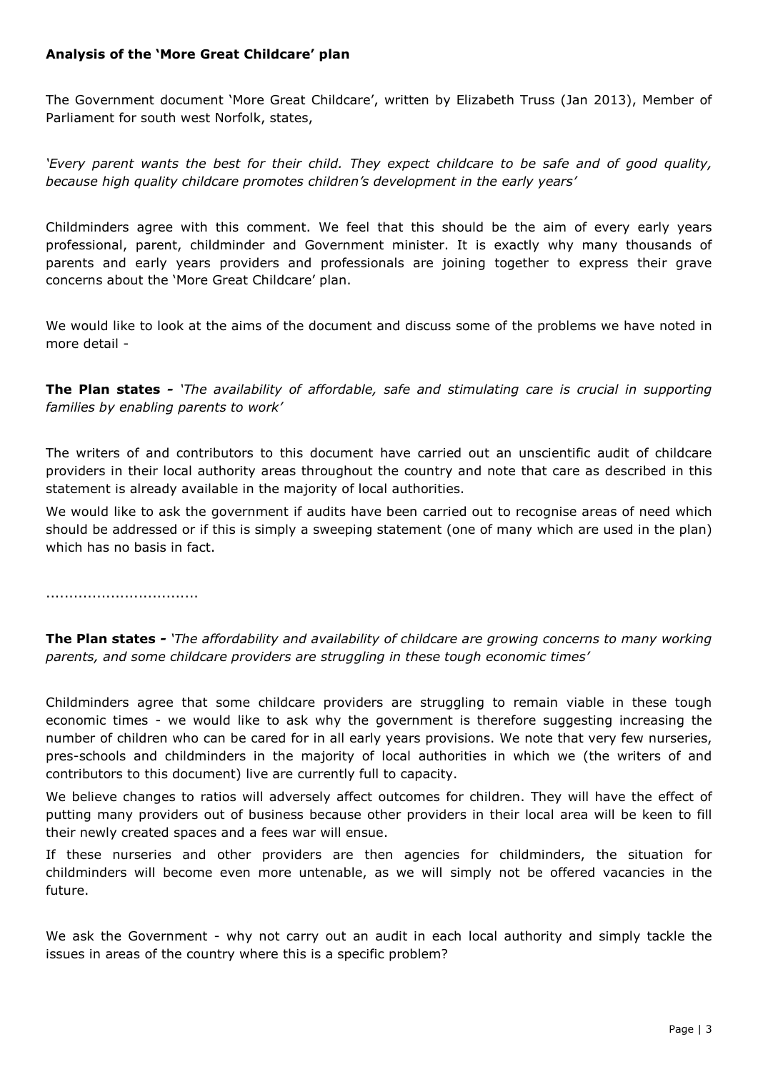**Analysis of the 'More Great Childcare' plan**

The Government document 'More Great Childcare', written by Elizabeth Truss (Jan 2013), Member of Parliament for south west Norfolk, states,

*'Every parent wants the best for their child. They expect childcare to be safe and of good quality, because high quality childcare promotes children's development in the early years'*

Childminders agree with this comment. We feel that this should be the aim of every early years professional, parent, childminder and Government minister. It is exactly why many thousands of parents and early years providers and professionals are joining together to express their grave concerns about the 'More Great Childcare' plan.

We would like to look at the aims of the document and discuss some of the problems we have noted in more detail -

**The Plan states -** *'The availability of affordable, safe and stimulating care is crucial in supporting families by enabling parents to work'*

The writers of and contributors to this document have carried out an unscientific audit of childcare providers in their local authority areas throughout the country and note that care as described in this statement is already available in the majority of local authorities.

We would like to ask the government if audits have been carried out to recognise areas of need which should be addressed or if this is simply a sweeping statement (one of many which are used in the plan) which has no basis in fact.

................................

**The Plan states -** *'The affordability and availability of childcare are growing concerns to many working parents, and some childcare providers are struggling in these tough economic times'*

Childminders agree that some childcare providers are struggling to remain viable in these tough economic times - we would like to ask why the government is therefore suggesting increasing the number of children who can be cared for in all early years provisions. We note that very few nurseries, pres-schools and childminders in the majority of local authorities in which we (the writers of and contributors to this document) live are currently full to capacity.

We believe changes to ratios will adversely affect outcomes for children. They will have the effect of putting many providers out of business because other providers in their local area will be keen to fill their newly created spaces and a fees war will ensue.

If these nurseries and other providers are then agencies for childminders, the situation for childminders will become even more untenable, as we will simply not be offered vacancies in the future.

We ask the Government - why not carry out an audit in each local authority and simply tackle the issues in areas of the country where this is a specific problem?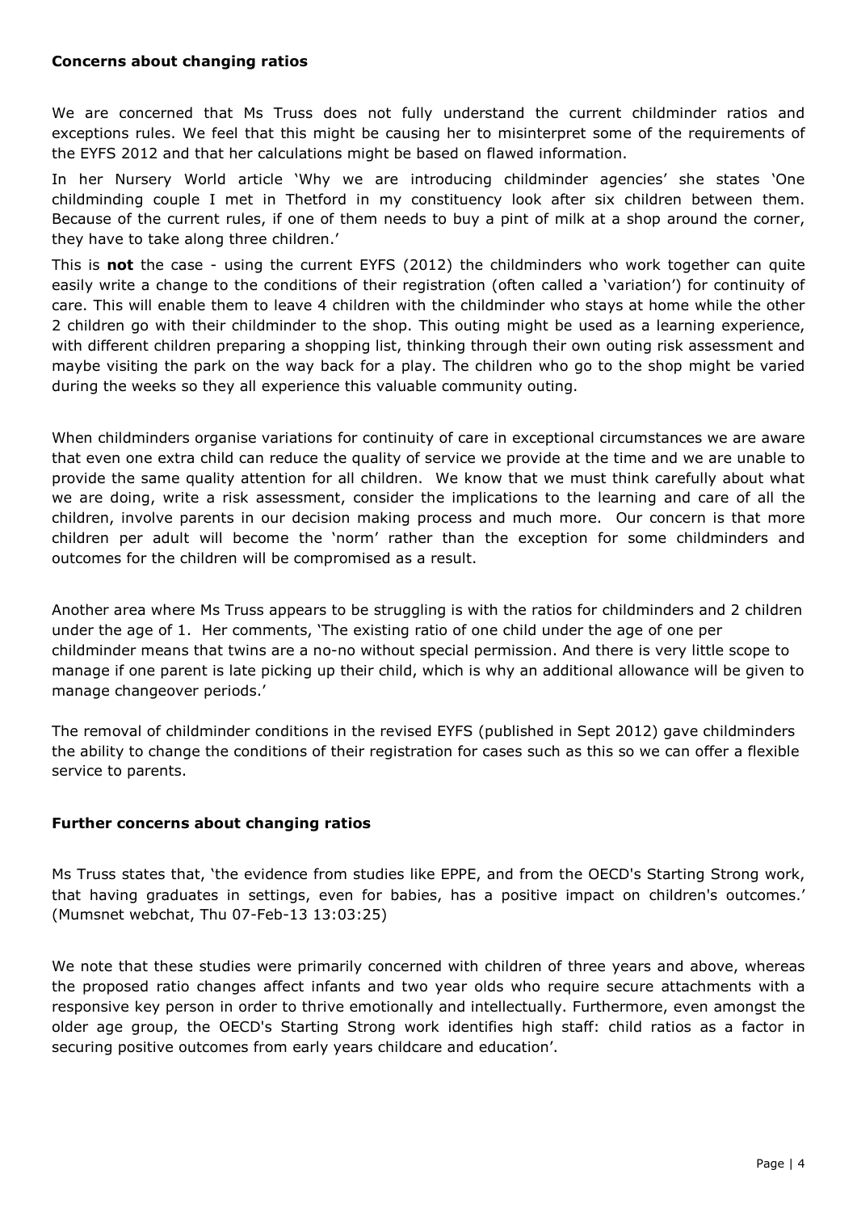**Concerns about changing ratios**

We are concerned that Ms Truss does not fully understand the current childminder ratios and exceptions rules. We feel that this might be causing her to misinterpret some of the requirements of the EYFS 2012 and that her calculations might be based on flawed information.

In her Nursery World article 'Why we are introducing childminder agencies' she states 'One childminding couple I met in Thetford in my constituency look after six children between them. Because of the current rules, if one of them needs to buy a pint of milk at a shop around the corner, they have to take along three children.'

This is **not** the case - using the current EYFS (2012) the childminders who work together can quite easily write a change to the conditions of their registration (often called a 'variation') for continuity of care. This will enable them to leave 4 children with the childminder who stays at home while the other 2 children go with their childminder to the shop. This outing might be used as a learning experience, with different children preparing a shopping list, thinking through their own outing risk assessment and maybe visiting the park on the way back for a play. The children who go to the shop might be varied during the weeks so they all experience this valuable community outing.

When childminders organise variations for continuity of care in exceptional circumstances we are aware that even one extra child can reduce the quality of service we provide at the time and we are unable to provide the same quality attention for all children. We know that we must think carefully about what we are doing, write a risk assessment, consider the implications to the learning and care of all the children, involve parents in our decision making process and much more. Our concern is that more children per adult will become the 'norm' rather than the exception for some childminders and outcomes for the children will be compromised as a result.

Another area where Ms Truss appears to be struggling is with the ratios for childminders and 2 children under the age of 1. Her comments, 'The existing ratio of one child under the age of one per childminder means that twins are a no-no without special permission. And there is very little scope to manage if one parent is late picking up their child, which is why an additional allowance will be given to manage changeover periods.'

The removal of childminder conditions in the revised EYFS (published in Sept 2012) gave childminders the ability to change the conditions of their registration for cases such as this so we can offer a flexible service to parents.

**Further concerns about changing ratios**

Ms Truss states that, 'the evidence from studies like EPPE, and from the OECD's Starting Strong work, that having graduates in settings, even for babies, has a positive impact on children's outcomes.' (Mumsnet webchat, Thu 07-Feb-13 13:03:25)

We note that these studies were primarily concerned with children of three years and above, whereas the proposed ratio changes affect infants and two year olds who require secure attachments with a responsive key person in order to thrive emotionally and intellectually. Furthermore, even amongst the older age group, the OECD's Starting Strong work identifies high staff: child ratios as a factor in securing positive outcomes from early years childcare and education'.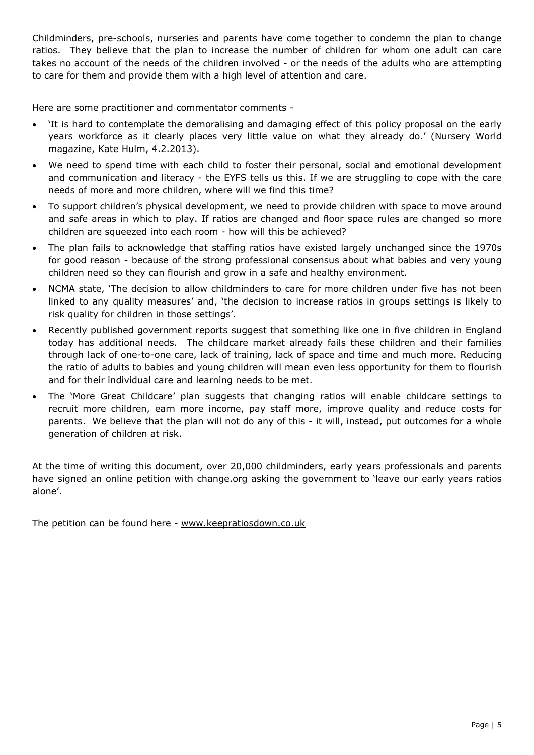Childminders, pre-schools, nurseries and parents have come together to condemn the plan to change ratios. They believe that the plan to increase the number of children for whom one adult can care takes no account of the needs of the children involved - or the needs of the adults who are attempting to care for them and provide them with a high level of attention and care.

Here are some practitioner and commentator comments -

- 'It is hard to contemplate the demoralising and damaging effect of this policy proposal on the early years workforce as it clearly places very little value on what they already do.' (Nursery World magazine, Kate Hulm, 4.2.2013).
- We need to spend time with each child to foster their personal, social and emotional development and communication and literacy - the EYFS tells us this. If we are struggling to cope with the care needs of more and more children, where will we find this time?
- To support children's physical development, we need to provide children with space to move around and safe areas in which to play. If ratios are changed and floor space rules are changed so more children are squeezed into each room - how will this be achieved?
- The plan fails to acknowledge that staffing ratios have existed largely unchanged since the 1970s for good reason - because of the strong professional consensus about what babies and very young children need so they can flourish and grow in a safe and healthy environment.
- NCMA state, 'The decision to allow childminders to care for more children under five has not been linked to any quality measures' and, 'the decision to increase ratios in groups settings is likely to risk quality for children in those settings'.
- Recently published government reports suggest that something like one in five children in England today has additional needs. The childcare market already fails these children and their families through lack of one-to-one care, lack of training, lack of space and time and much more. Reducing the ratio of adults to babies and young children will mean even less opportunity for them to flourish and for their individual care and learning needs to be met.
- The 'More Great Childcare' plan suggests that changing ratios will enable childcare settings to recruit more children, earn more income, pay staff more, improve quality and reduce costs for parents. We believe that the plan will not do any of this - it will, instead, put outcomes for a whole generation of children at risk.

At the time of writing this document, over 20,000 childminders, early years professionals and parents have signed an online petition with change.org asking the government to 'leave our early years ratios alone'.

The petition can be found here - www.keepratiosdown.co.uk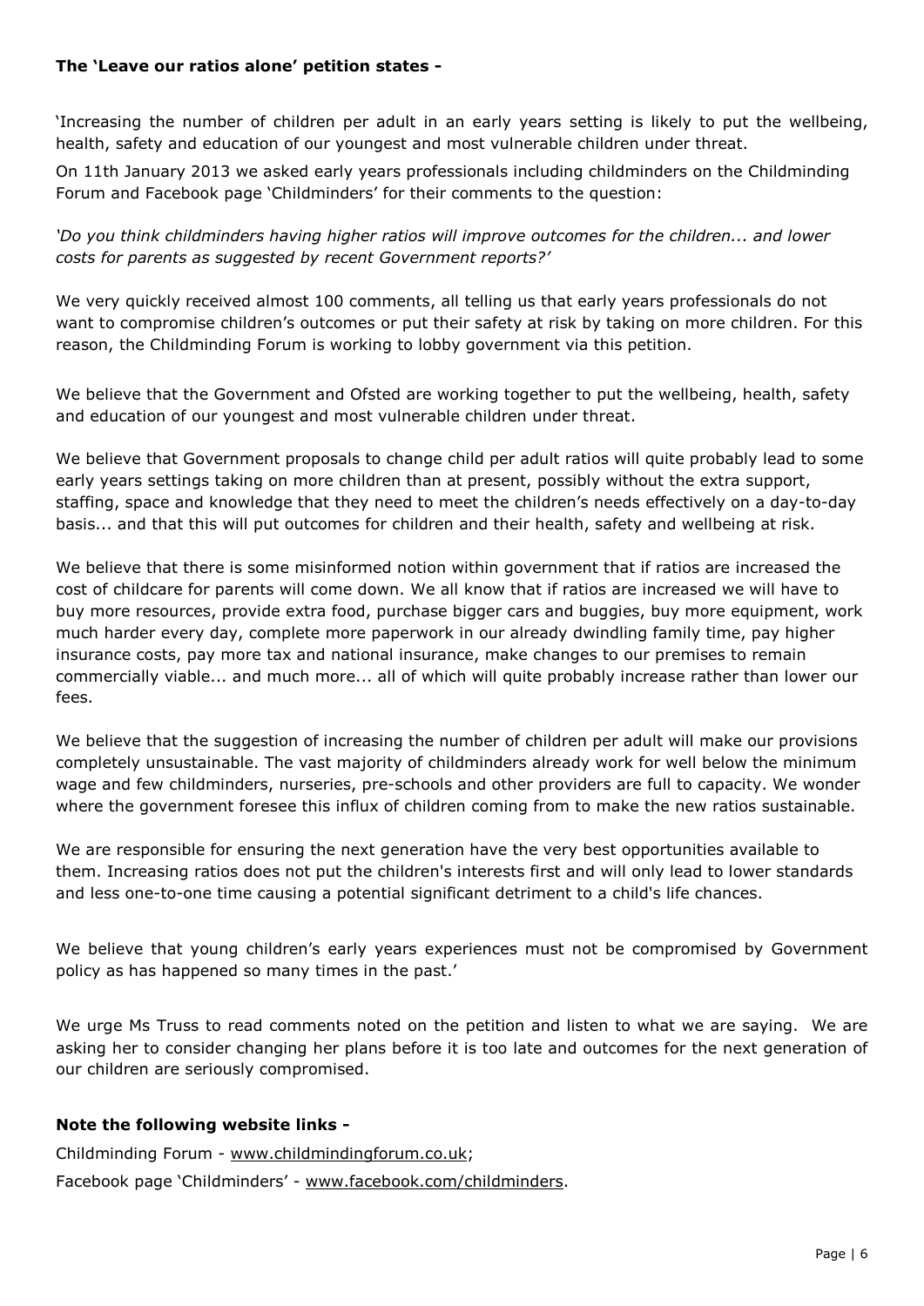**The 'Leave our ratios alone' petition states -**

'Increasing the number of children per adult in an early years setting is likely to put the wellbeing, health, safety and education of our youngest and most vulnerable children under threat.

On 11th January 2013 we asked early years professionals including childminders on the Childminding Forum and Facebook page 'Childminders' for their comments to the question:

*'Do you think childminders having higher ratios will improve outcomes for the children... and lower costs for parents as suggested by recent Government reports?'*

We very quickly received almost 100 comments, all telling us that early years professionals do not want to compromise children's outcomes or put their safety at risk by taking on more children. For this reason, the Childminding Forum is working to lobby government via this petition.

We believe that the Government and Ofsted are working together to put the wellbeing, health, safety and education of our youngest and most vulnerable children under threat.

We believe that Government proposals to change child per adult ratios will quite probably lead to some early years settings taking on more children than at present, possibly without the extra support, staffing, space and knowledge that they need to meet the children's needs effectively on a day-to-day basis... and that this will put outcomes for children and their health, safety and wellbeing at risk.

We believe that there is some misinformed notion within government that if ratios are increased the cost of childcare for parents will come down. We all know that if ratios are increased we will have to buy more resources, provide extra food, purchase bigger cars and buggies, buy more equipment, work much harder every day, complete more paperwork in our already dwindling family time, pay higher insurance costs, pay more tax and national insurance, make changes to our premises to remain commercially viable... and much more... all of which will quite probably increase rather than lower our fees.

We believe that the suggestion of increasing the number of children per adult will make our provisions completely unsustainable. The vast majority of childminders already work for well below the minimum wage and few childminders, nurseries, pre-schools and other providers are full to capacity. We wonder where the government foresee this influx of children coming from to make the new ratios sustainable.

We are responsible for ensuring the next generation have the very best opportunities available to them. Increasing ratios does not put the children's interests first and will only lead to lower standards and less one-to-one time causing a potential significant detriment to a child's life chances.

We believe that young children's early years experiences must not be compromised by Government policy as has happened so many times in the past.'

We urge Ms Truss to read comments noted on the petition and listen to what we are saying. We are asking her to consider changing her plans before it is too late and outcomes for the next generation of our children are seriously compromised.

**Note the following website links -**

Childminding Forum - www.childmindingforum.co.uk;

Facebook page 'Childminders' - www.facebook.com/childminders.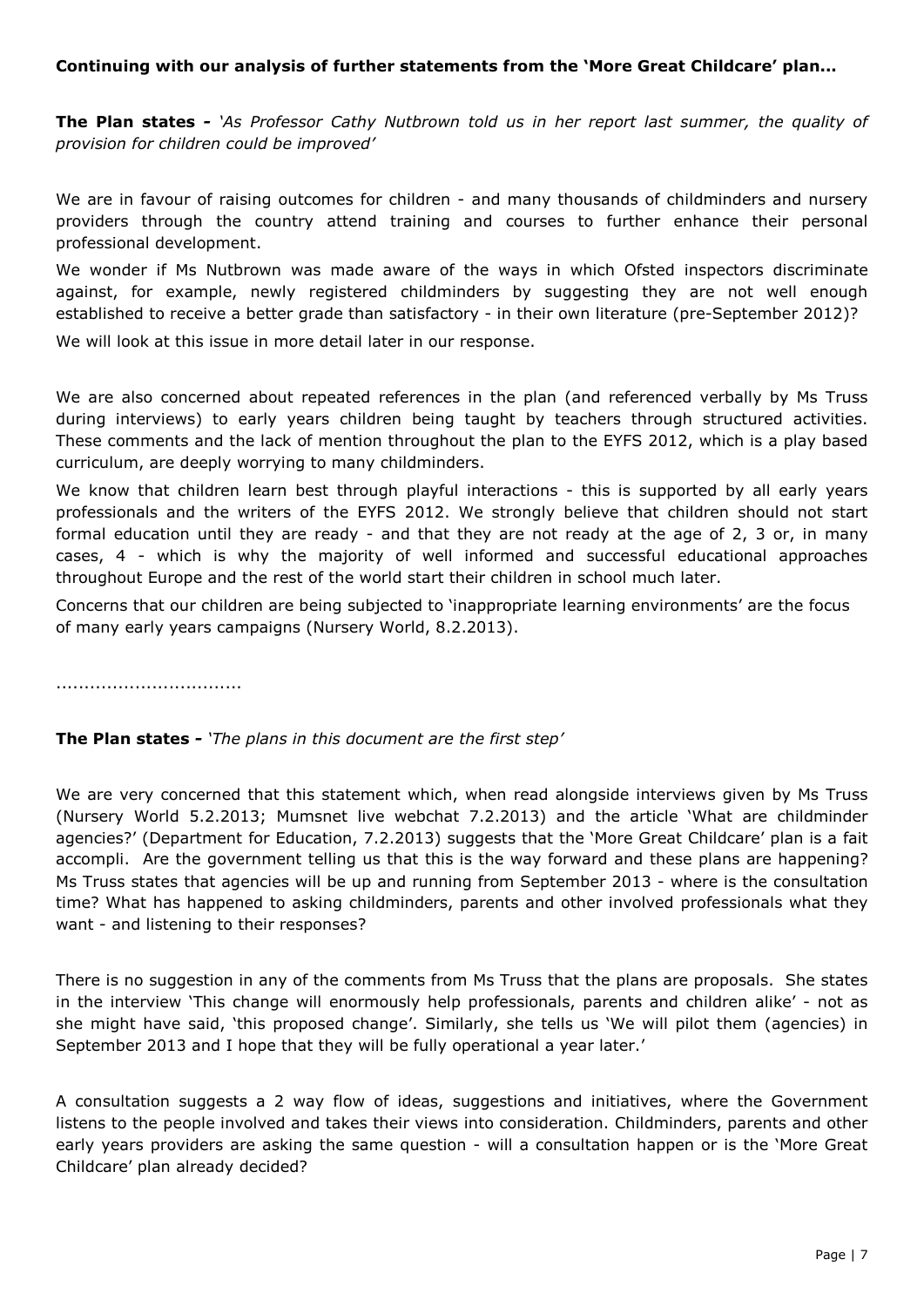**Continuing with our analysis of further statements from the 'More Great Childcare' plan...**

**The Plan states -** *'As Professor Cathy Nutbrown told us in her report last summer, the quality of provision for children could be improved'*

We are in favour of raising outcomes for children - and many thousands of childminders and nursery providers through the country attend training and courses to further enhance their personal professional development.

We wonder if Ms Nutbrown was made aware of the ways in which Ofsted inspectors discriminate against, for example, newly registered childminders by suggesting they are not well enough established to receive a better grade than satisfactory - in their own literature (pre-September 2012)?

We will look at this issue in more detail later in our response.

We are also concerned about repeated references in the plan (and referenced verbally by Ms Truss during interviews) to early years children being taught by teachers through structured activities. These comments and the lack of mention throughout the plan to the EYFS 2012, which is a play based curriculum, are deeply worrying to many childminders.

We know that children learn best through playful interactions - this is supported by all early years professionals and the writers of the EYFS 2012. We strongly believe that children should not start formal education until they are ready - and that they are not ready at the age of 2, 3 or, in many cases, 4 - which is why the majority of well informed and successful educational approaches throughout Europe and the rest of the world start their children in school much later.

Concerns that our children are being subjected to 'inappropriate learning environments' are the focus of many early years campaigns (Nursery World, 8.2.2013).

.................................

**The Plan states -** *'The plans in this document are the first step'*

We are very concerned that this statement which, when read alongside interviews given by Ms Truss (Nursery World 5.2.2013; Mumsnet live webchat 7.2.2013) and the article 'What are childminder agencies?' (Department for Education, 7.2.2013) suggests that the 'More Great Childcare' plan is a fait accompli. Are the government telling us that this is the way forward and these plans are happening? Ms Truss states that agencies will be up and running from September 2013 - where is the consultation time? What has happened to asking childminders, parents and other involved professionals what they want - and listening to their responses?

There is no suggestion in any of the comments from Ms Truss that the plans are proposals. She states in the interview 'This change will enormously help professionals, parents and children alike' - not as she might have said, 'this proposed change'. Similarly, she tells us 'We will pilot them (agencies) in September 2013 and I hope that they will be fully operational a year later.'

A consultation suggests a 2 way flow of ideas, suggestions and initiatives, where the Government listens to the people involved and takes their views into consideration. Childminders, parents and other early years providers are asking the same question - will a consultation happen or is the 'More Great Childcare' plan already decided?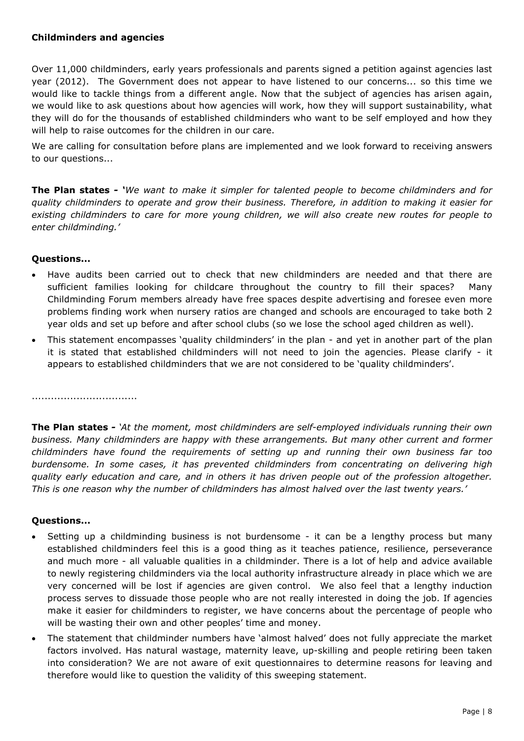**Childminders and agencies**

Over 11,000 childminders, early years professionals and parents signed a petition against agencies last year (2012). The Government does not appear to have listened to our concerns... so this time we would like to tackle things from a different angle. Now that the subject of agencies has arisen again, we would like to ask questions about how agencies will work, how they will support sustainability, what they will do for the thousands of established childminders who want to be self employed and how they will help to raise outcomes for the children in our care.

We are calling for consultation before plans are implemented and we look forward to receiving answers to our questions...

**The Plan states -** *'We want to make it simpler for talented people to become childminders and for quality childminders to operate and grow their business. Therefore, in addition to making it easier for existing childminders to care for more young children, we will also create new routes for people to enter childminding.'*

**Questions...**

- Have audits been carried out to check that new childminders are needed and that there are sufficient families looking for childcare throughout the country to fill their spaces? Many Childminding Forum members already have free spaces despite advertising and foresee even more problems finding work when nursery ratios are changed and schools are encouraged to take both 2 year olds and set up before and after school clubs (so we lose the school aged children as well).
- This statement encompasses 'quality childminders' in the plan - and yet in another part of the plan it is stated that established childminders will not need to join the agencies. Please clarify - it appears to established childminders that we are not considered to be 'quality childminders'.

................................

**The Plan states -** *'At the moment, most childminders are self-employed individuals running their own business. Many childminders are happy with these arrangements. But many other current and former childminders have found the requirements of setting up and running their own business far too burdensome. In some cases, it has prevented childminders from concentrating on delivering high quality early education and care, and in others it has driven people out of the profession altogether. This is one reason why the number of childminders has almost halved over the last twenty years.'*

**Questions...**

- Setting up a childminding business is not burdensome - it can be a lengthy process but many established childminders feel this is a good thing as it teaches patience, resilience, perseverance and much more - all valuable qualities in a childminder. There is a lot of help and advice available to newly registering childminders via the local authority infrastructure already in place which we are very concerned will be lost if agencies are given control. We also feel that a lengthy induction process serves to dissuade those people who are not really interested in doing the job. If agencies make it easier for childminders to register, we have concerns about the percentage of people who will be wasting their own and other peoples' time and money.
- The statement that childminder numbers have 'almost halved' does not fully appreciate the market factors involved. Has natural wastage, maternity leave, up-skilling and people retiring been taken into consideration? We are not aware of exit questionnaires to determine reasons for leaving and therefore would like to question the validity of this sweeping statement.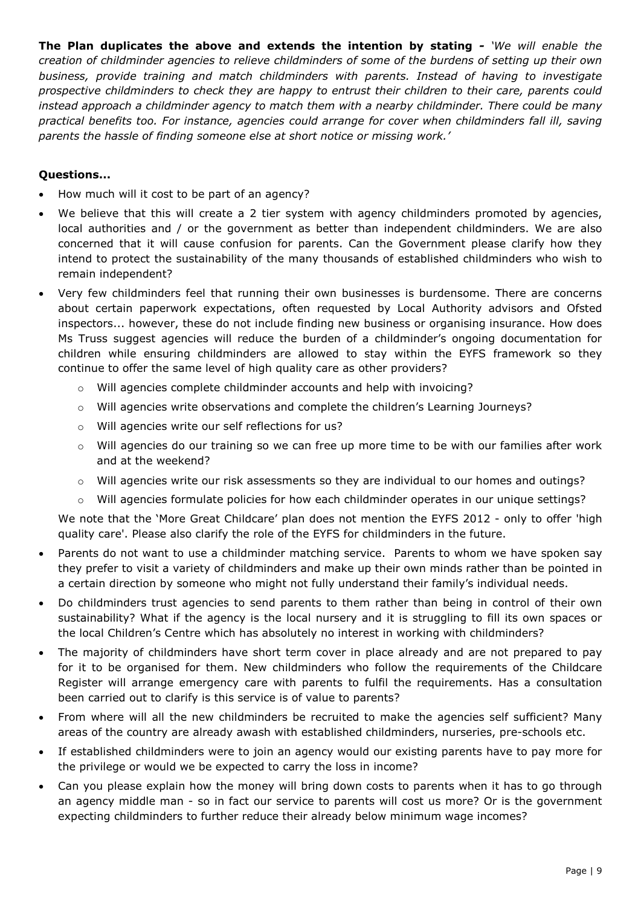**The Plan duplicates the above and extends the intention by stating -** *'We will enable the creation of childminder agencies to relieve childminders of some of the burdens of setting up their own business, provide training and match childminders with parents. Instead of having to investigate prospective childminders to check they are happy to entrust their children to their care, parents could instead approach a childminder agency to match them with a nearby childminder. There could be many practical benefits too. For instance, agencies could arrange for cover when childminders fall ill, saving parents the hassle of finding someone else at short notice or missing work.'*

**Questions...**

- How much will it cost to be part of an agency?
- We believe that this will create a 2 tier system with agency childminders promoted by agencies, local authorities and / or the government as better than independent childminders. We are also concerned that it will cause confusion for parents. Can the Government please clarify how they intend to protect the sustainability of the many thousands of established childminders who wish to remain independent?
- Very few childminders feel that running their own businesses is burdensome. There are concerns about certain paperwork expectations, often requested by Local Authority advisors and Ofsted inspectors... however, these do not include finding new business or organising insurance. How does Ms Truss suggest agencies will reduce the burden of a childminder's ongoing documentation for children while ensuring childminders are allowed to stay within the EYFS framework so they continue to offer the same level of high quality care as other providers?
    - Will agencies complete childminder accounts and help with invoicing?
    - Will agencies write observations and complete the children's Learning Journeys?
    - Will agencies write our self reflections for us?
    - Will agencies do our training so we can free up more time to be with our families after work and at the weekend?
    - Will agencies write our risk assessments so they are individual to our homes and outings?
    - Will agencies formulate policies for how each childminder operates in our unique settings?

  We note that the 'More Great Childcare' plan does not mention the EYFS 2012 - only to offer 'high quality care'. Please also clarify the role of the EYFS for childminders in the future.
- Parents do not want to use a childminder matching service. Parents to whom we have spoken say they prefer to visit a variety of childminders and make up their own minds rather than be pointed in a certain direction by someone who might not fully understand their family's individual needs.
- Do childminders trust agencies to send parents to them rather than being in control of their own sustainability? What if the agency is the local nursery and it is struggling to fill its own spaces or the local Children's Centre which has absolutely no interest in working with childminders?
- The majority of childminders have short term cover in place already and are not prepared to pay for it to be organised for them. New childminders who follow the requirements of the Childcare Register will arrange emergency care with parents to fulfil the requirements. Has a consultation been carried out to clarify is this service is of value to parents?
- From where will all the new childminders be recruited to make the agencies self sufficient? Many areas of the country are already awash with established childminders, nurseries, pre-schools etc.
- If established childminders were to join an agency would our existing parents have to pay more for the privilege or would we be expected to carry the loss in income?
- Can you please explain how the money will bring down costs to parents when it has to go through an agency middle man - so in fact our service to parents will cost us more? Or is the government expecting childminders to further reduce their already below minimum wage incomes?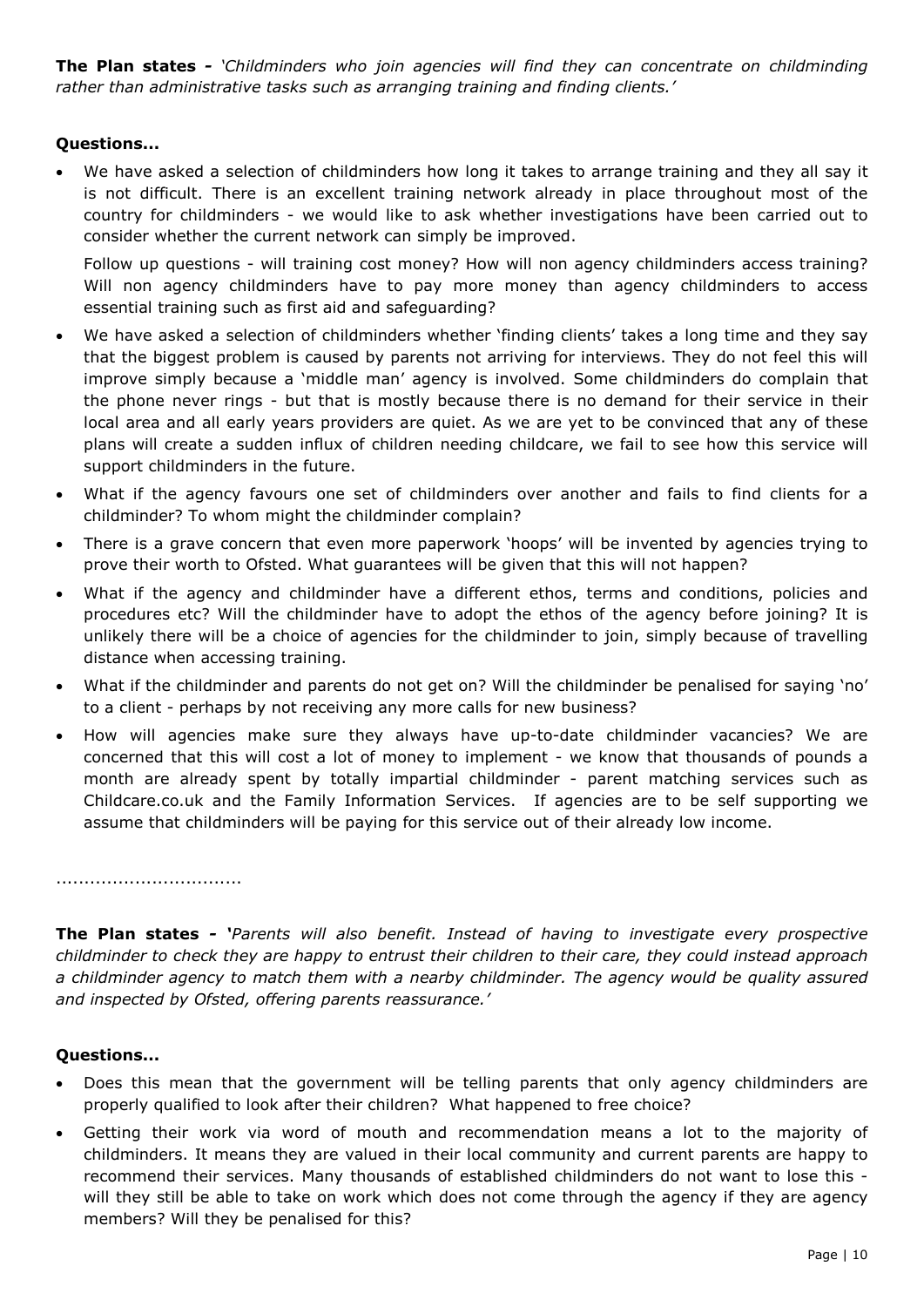**The Plan states -** *'Childminders who join agencies will find they can concentrate on childminding rather than administrative tasks such as arranging training and finding clients.'*

**Questions...**

- We have asked a selection of childminders how long it takes to arrange training and they all say it is not difficult. There is an excellent training network already in place throughout most of the country for childminders - we would like to ask whether investigations have been carried out to consider whether the current network can simply be improved.

  Follow up questions - will training cost money? How will non agency childminders access training? Will non agency childminders have to pay more money than agency childminders to access essential training such as first aid and safeguarding?

- We have asked a selection of childminders whether 'finding clients' takes a long time and they say that the biggest problem is caused by parents not arriving for interviews. They do not feel this will improve simply because a 'middle man' agency is involved. Some childminders do complain that the phone never rings - but that is mostly because there is no demand for their service in their local area and all early years providers are quiet. As we are yet to be convinced that any of these plans will create a sudden influx of children needing childcare, we fail to see how this service will support childminders in the future.
- What if the agency favours one set of childminders over another and fails to find clients for a childminder? To whom might the childminder complain?
- There is a grave concern that even more paperwork 'hoops' will be invented by agencies trying to prove their worth to Ofsted. What guarantees will be given that this will not happen?
- What if the agency and childminder have a different ethos, terms and conditions, policies and procedures etc? Will the childminder have to adopt the ethos of the agency before joining? It is unlikely there will be a choice of agencies for the childminder to join, simply because of travelling distance when accessing training.
- What if the childminder and parents do not get on? Will the childminder be penalised for saying 'no' to a client - perhaps by not receiving any more calls for new business?
- How will agencies make sure they always have up-to-date childminder vacancies? We are concerned that this will cost a lot of money to implement - we know that thousands of pounds a month are already spent by totally impartial childminder - parent matching services such as Childcare.co.uk and the Family Information Services. If agencies are to be self supporting we assume that childminders will be paying for this service out of their already low income.

................................

**The Plan states - '***Parents will also benefit. Instead of having to investigate every prospective childminder to check they are happy to entrust their children to their care, they could instead approach a childminder agency to match them with a nearby childminder. The agency would be quality assured and inspected by Ofsted, offering parents reassurance.'*

**Questions...**

- Does this mean that the government will be telling parents that only agency childminders are properly qualified to look after their children? What happened to free choice?
- Getting their work via word of mouth and recommendation means a lot to the majority of childminders. It means they are valued in their local community and current parents are happy to recommend their services. Many thousands of established childminders do not want to lose this - will they still be able to take on work which does not come through the agency if they are agency members? Will they be penalised for this?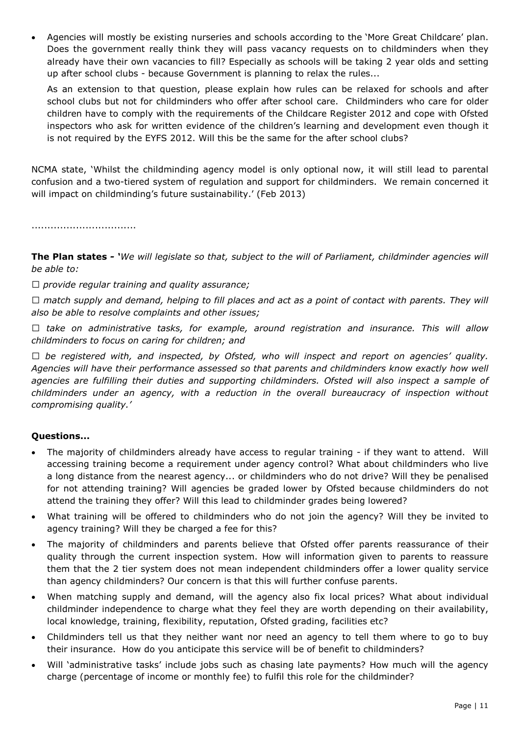- Agencies will mostly be existing nurseries and schools according to the 'More Great Childcare' plan. Does the government really think they will pass vacancy requests on to childminders when they already have their own vacancies to fill? Especially as schools will be taking 2 year olds and setting up after school clubs - because Government is planning to relax the rules...

  As an extension to that question, please explain how rules can be relaxed for schools and after school clubs but not for childminders who offer after school care. Childminders who care for older children have to comply with the requirements of the Childcare Register 2012 and cope with Ofsted inspectors who ask for written evidence of the children's learning and development even though it is not required by the EYFS 2012. Will this be the same for the after school clubs?

NCMA state, 'Whilst the childminding agency model is only optional now, it will still lead to parental confusion and a two-tiered system of regulation and support for childminders. We remain concerned it will impact on childminding's future sustainability.' (Feb 2013)

................................

**The Plan states - '***We will legislate so that, subject to the will of Parliament, childminder agencies will be able to:*

☐ *provide regular training and quality assurance;*

☐ *match supply and demand, helping to fill places and act as a point of contact with parents. They will also be able to resolve complaints and other issues;*

☐ *take on administrative tasks, for example, around registration and insurance. This will allow childminders to focus on caring for children; and*

☐ *be registered with, and inspected, by Ofsted, who will inspect and report on agencies' quality. Agencies will have their performance assessed so that parents and childminders know exactly how well agencies are fulfilling their duties and supporting childminders. Ofsted will also inspect a sample of childminders under an agency, with a reduction in the overall bureaucracy of inspection without compromising quality.'*

**Questions...**

- The majority of childminders already have access to regular training - if they want to attend. Will accessing training become a requirement under agency control? What about childminders who live a long distance from the nearest agency... or childminders who do not drive? Will they be penalised for not attending training? Will agencies be graded lower by Ofsted because childminders do not attend the training they offer? Will this lead to childminder grades being lowered?
- What training will be offered to childminders who do not join the agency? Will they be invited to agency training? Will they be charged a fee for this?
- The majority of childminders and parents believe that Ofsted offer parents reassurance of their quality through the current inspection system. How will information given to parents to reassure them that the 2 tier system does not mean independent childminders offer a lower quality service than agency childminders? Our concern is that this will further confuse parents.
- When matching supply and demand, will the agency also fix local prices? What about individual childminder independence to charge what they feel they are worth depending on their availability, local knowledge, training, flexibility, reputation, Ofsted grading, facilities etc?
- Childminders tell us that they neither want nor need an agency to tell them where to go to buy their insurance. How do you anticipate this service will be of benefit to childminders?
- Will 'administrative tasks' include jobs such as chasing late payments? How much will the agency charge (percentage of income or monthly fee) to fulfil this role for the childminder?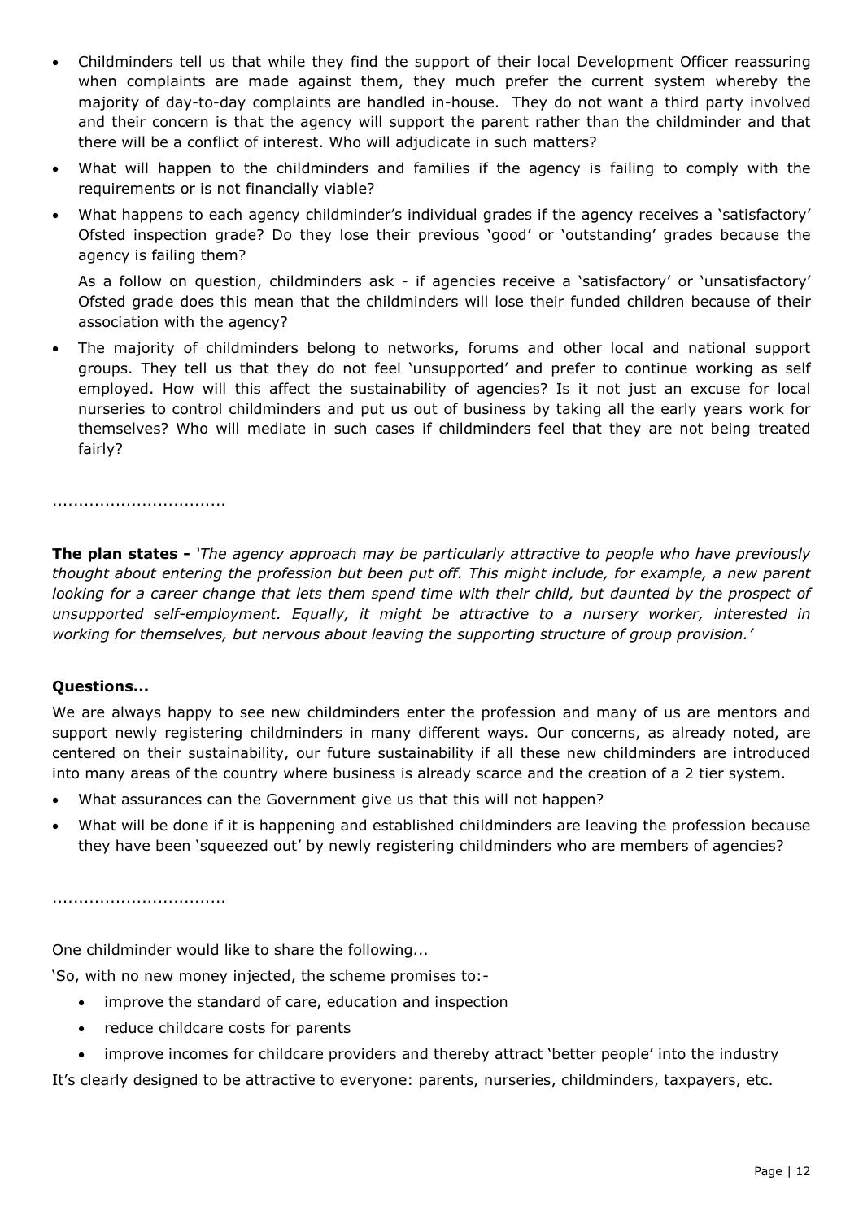- Childminders tell us that while they find the support of their local Development Officer reassuring when complaints are made against them, they much prefer the current system whereby the majority of day-to-day complaints are handled in-house. They do not want a third party involved and their concern is that the agency will support the parent rather than the childminder and that there will be a conflict of interest. Who will adjudicate in such matters?
- What will happen to the childminders and families if the agency is failing to comply with the requirements or is not financially viable?
- What happens to each agency childminder's individual grades if the agency receives a 'satisfactory' Ofsted inspection grade? Do they lose their previous 'good' or 'outstanding' grades because the agency is failing them?

  As a follow on question, childminders ask - if agencies receive a 'satisfactory' or 'unsatisfactory' Ofsted grade does this mean that the childminders will lose their funded children because of their association with the agency?
- The majority of childminders belong to networks, forums and other local and national support groups. They tell us that they do not feel 'unsupported' and prefer to continue working as self employed. How will this affect the sustainability of agencies? Is it not just an excuse for local nurseries to control childminders and put us out of business by taking all the early years work for themselves? Who will mediate in such cases if childminders feel that they are not being treated fairly?

................................

**The plan states -** *'The agency approach may be particularly attractive to people who have previously thought about entering the profession but been put off. This might include, for example, a new parent looking for a career change that lets them spend time with their child, but daunted by the prospect of unsupported self-employment. Equally, it might be attractive to a nursery worker, interested in working for themselves, but nervous about leaving the supporting structure of group provision.'*

**Questions...**

We are always happy to see new childminders enter the profession and many of us are mentors and support newly registering childminders in many different ways. Our concerns, as already noted, are centered on their sustainability, our future sustainability if all these new childminders are introduced into many areas of the country where business is already scarce and the creation of a 2 tier system.

- What assurances can the Government give us that this will not happen?
- What will be done if it is happening and established childminders are leaving the profession because they have been 'squeezed out' by newly registering childminders who are members of agencies?

................................

One childminder would like to share the following...

'So, with no new money injected, the scheme promises to:-

- improve the standard of care, education and inspection
- reduce childcare costs for parents
- improve incomes for childcare providers and thereby attract 'better people' into the industry

It's clearly designed to be attractive to everyone: parents, nurseries, childminders, taxpayers, etc.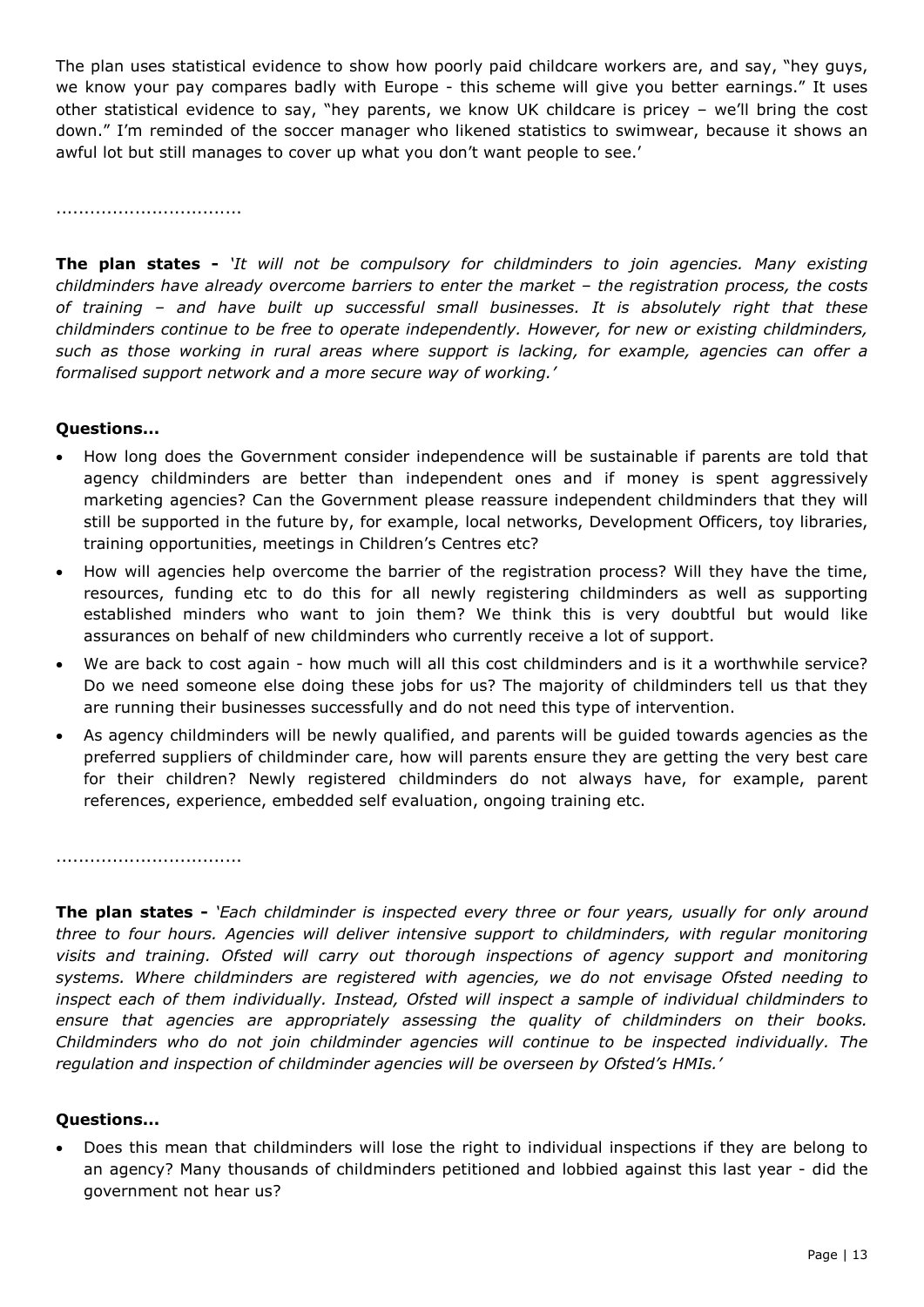The plan uses statistical evidence to show how poorly paid childcare workers are, and say, "hey guys, we know your pay compares badly with Europe - this scheme will give you better earnings." It uses other statistical evidence to say, "hey parents, we know UK childcare is pricey – we'll bring the cost down." I'm reminded of the soccer manager who likened statistics to swimwear, because it shows an awful lot but still manages to cover up what you don't want people to see.'

................................

**The plan states -** *'It will not be compulsory for childminders to join agencies. Many existing childminders have already overcome barriers to enter the market – the registration process, the costs of training – and have built up successful small businesses. It is absolutely right that these childminders continue to be free to operate independently. However, for new or existing childminders, such as those working in rural areas where support is lacking, for example, agencies can offer a formalised support network and a more secure way of working.'*

**Questions...**

- How long does the Government consider independence will be sustainable if parents are told that agency childminders are better than independent ones and if money is spent aggressively marketing agencies? Can the Government please reassure independent childminders that they will still be supported in the future by, for example, local networks, Development Officers, toy libraries, training opportunities, meetings in Children's Centres etc?
- How will agencies help overcome the barrier of the registration process? Will they have the time, resources, funding etc to do this for all newly registering childminders as well as supporting established minders who want to join them? We think this is very doubtful but would like assurances on behalf of new childminders who currently receive a lot of support.
- We are back to cost again - how much will all this cost childminders and is it a worthwhile service? Do we need someone else doing these jobs for us? The majority of childminders tell us that they are running their businesses successfully and do not need this type of intervention.
- As agency childminders will be newly qualified, and parents will be guided towards agencies as the preferred suppliers of childminder care, how will parents ensure they are getting the very best care for their children? Newly registered childminders do not always have, for example, parent references, experience, embedded self evaluation, ongoing training etc.

................................

**The plan states -** *'Each childminder is inspected every three or four years, usually for only around three to four hours. Agencies will deliver intensive support to childminders, with regular monitoring visits and training. Ofsted will carry out thorough inspections of agency support and monitoring systems. Where childminders are registered with agencies, we do not envisage Ofsted needing to inspect each of them individually. Instead, Ofsted will inspect a sample of individual childminders to ensure that agencies are appropriately assessing the quality of childminders on their books. Childminders who do not join childminder agencies will continue to be inspected individually. The regulation and inspection of childminder agencies will be overseen by Ofsted's HMIs.'*

**Questions...**

- Does this mean that childminders will lose the right to individual inspections if they are belong to an agency? Many thousands of childminders petitioned and lobbied against this last year - did the government not hear us?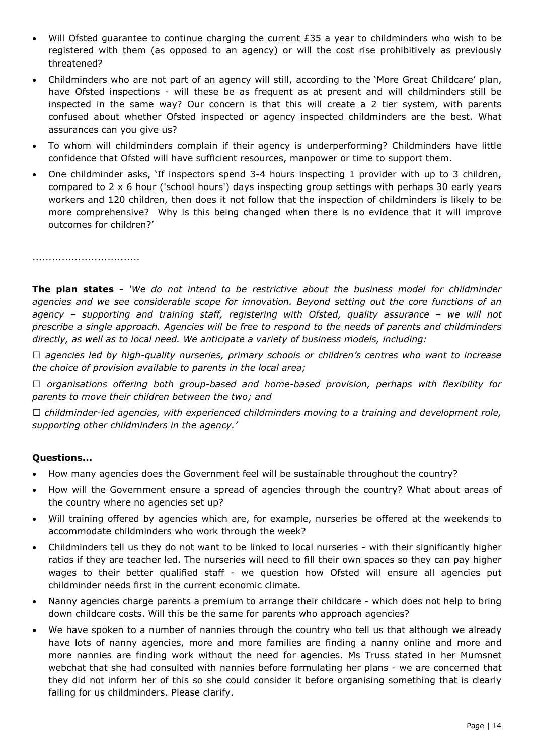- Will Ofsted guarantee to continue charging the current £35 a year to childminders who wish to be registered with them (as opposed to an agency) or will the cost rise prohibitively as previously threatened?
- Childminders who are not part of an agency will still, according to the 'More Great Childcare' plan, have Ofsted inspections - will these be as frequent as at present and will childminders still be inspected in the same way? Our concern is that this will create a 2 tier system, with parents confused about whether Ofsted inspected or agency inspected childminders are the best. What assurances can you give us?
- To whom will childminders complain if their agency is underperforming? Childminders have little confidence that Ofsted will have sufficient resources, manpower or time to support them.
- One childminder asks, 'If inspectors spend 3-4 hours inspecting 1 provider with up to 3 children, compared to 2 x 6 hour ('school hours') days inspecting group settings with perhaps 30 early years workers and 120 children, then does it not follow that the inspection of childminders is likely to be more comprehensive? Why is this being changed when there is no evidence that it will improve outcomes for children?'

................................

**The plan states -** *'We do not intend to be restrictive about the business model for childminder agencies and we see considerable scope for innovation. Beyond setting out the core functions of an agency – supporting and training staff, registering with Ofsted, quality assurance – we will not prescribe a single approach. Agencies will be free to respond to the needs of parents and childminders directly, as well as to local need. We anticipate a variety of business models, including:*

☐ *agencies led by high-quality nurseries, primary schools or children's centres who want to increase the choice of provision available to parents in the local area;*

☐ *organisations offering both group-based and home-based provision, perhaps with flexibility for parents to move their children between the two; and*

☐ *childminder-led agencies, with experienced childminders moving to a training and development role, supporting other childminders in the agency.'*

**Questions...**

- How many agencies does the Government feel will be sustainable throughout the country?
- How will the Government ensure a spread of agencies through the country? What about areas of the country where no agencies set up?
- Will training offered by agencies which are, for example, nurseries be offered at the weekends to accommodate childminders who work through the week?
- Childminders tell us they do not want to be linked to local nurseries - with their significantly higher ratios if they are teacher led. The nurseries will need to fill their own spaces so they can pay higher wages to their better qualified staff - we question how Ofsted will ensure all agencies put childminder needs first in the current economic climate.
- Nanny agencies charge parents a premium to arrange their childcare - which does not help to bring down childcare costs. Will this be the same for parents who approach agencies?
- We have spoken to a number of nannies through the country who tell us that although we already have lots of nanny agencies, more and more families are finding a nanny online and more and more nannies are finding work without the need for agencies. Ms Truss stated in her Mumsnet webchat that she had consulted with nannies before formulating her plans - we are concerned that they did not inform her of this so she could consider it before organising something that is clearly failing for us childminders. Please clarify.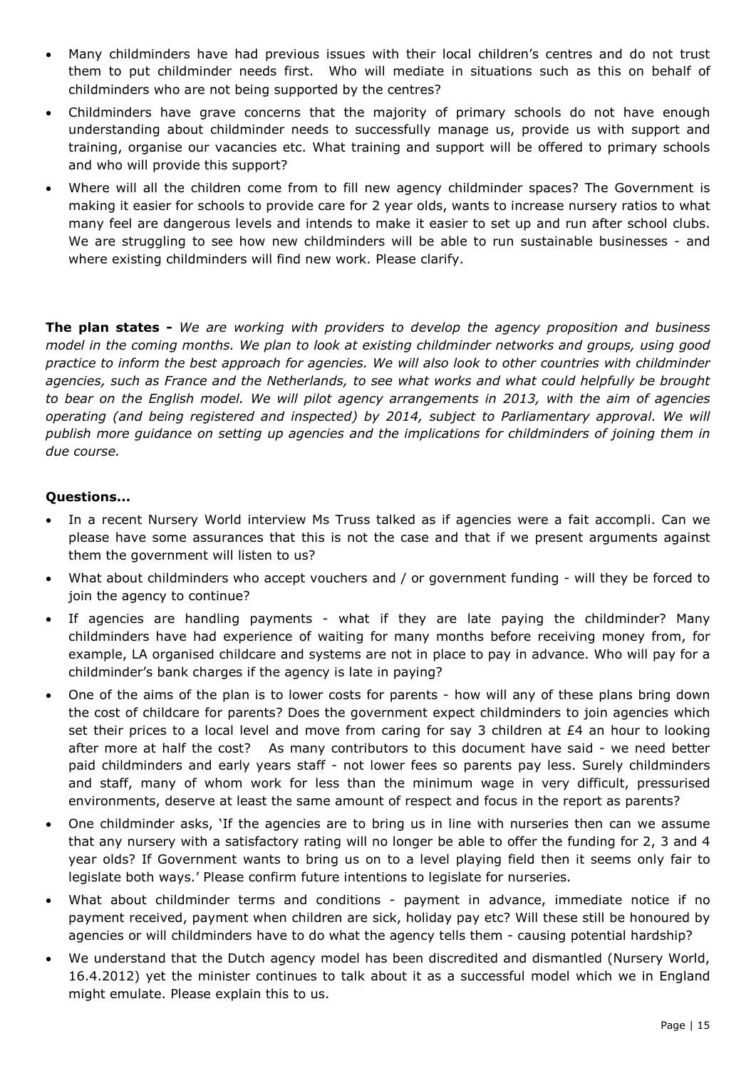- Many childminders have had previous issues with their local children's centres and do not trust them to put childminder needs first. Who will mediate in situations such as this on behalf of childminders who are not being supported by the centres?
- Childminders have grave concerns that the majority of primary schools do not have enough understanding about childminder needs to successfully manage us, provide us with support and training, organise our vacancies etc. What training and support will be offered to primary schools and who will provide this support?
- Where will all the children come from to fill new agency childminder spaces? The Government is making it easier for schools to provide care for 2 year olds, wants to increase nursery ratios to what many feel are dangerous levels and intends to make it easier to set up and run after school clubs. We are struggling to see how new childminders will be able to run sustainable businesses - and where existing childminders will find new work. Please clarify.

**The plan states -** *We are working with providers to develop the agency proposition and business model in the coming months. We plan to look at existing childminder networks and groups, using good practice to inform the best approach for agencies. We will also look to other countries with childminder agencies, such as France and the Netherlands, to see what works and what could helpfully be brought to bear on the English model. We will pilot agency arrangements in 2013, with the aim of agencies operating (and being registered and inspected) by 2014, subject to Parliamentary approval. We will publish more guidance on setting up agencies and the implications for childminders of joining them in due course.*

**Questions...**

- In a recent Nursery World interview Ms Truss talked as if agencies were a fait accompli. Can we please have some assurances that this is not the case and that if we present arguments against them the government will listen to us?
- What about childminders who accept vouchers and / or government funding - will they be forced to join the agency to continue?
- If agencies are handling payments - what if they are late paying the childminder? Many childminders have had experience of waiting for many months before receiving money from, for example, LA organised childcare and systems are not in place to pay in advance. Who will pay for a childminder's bank charges if the agency is late in paying?
- One of the aims of the plan is to lower costs for parents - how will any of these plans bring down the cost of childcare for parents? Does the government expect childminders to join agencies which set their prices to a local level and move from caring for say 3 children at £4 an hour to looking after more at half the cost? As many contributors to this document have said - we need better paid childminders and early years staff - not lower fees so parents pay less. Surely childminders and staff, many of whom work for less than the minimum wage in very difficult, pressurised environments, deserve at least the same amount of respect and focus in the report as parents?
- One childminder asks, 'If the agencies are to bring us in line with nurseries then can we assume that any nursery with a satisfactory rating will no longer be able to offer the funding for 2, 3 and 4 year olds? If Government wants to bring us on to a level playing field then it seems only fair to legislate both ways.' Please confirm future intentions to legislate for nurseries.
- What about childminder terms and conditions - payment in advance, immediate notice if no payment received, payment when children are sick, holiday pay etc? Will these still be honoured by agencies or will childminders have to do what the agency tells them - causing potential hardship?
- We understand that the Dutch agency model has been discredited and dismantled (Nursery World, 16.4.2012) yet the minister continues to talk about it as a successful model which we in England might emulate. Please explain this to us.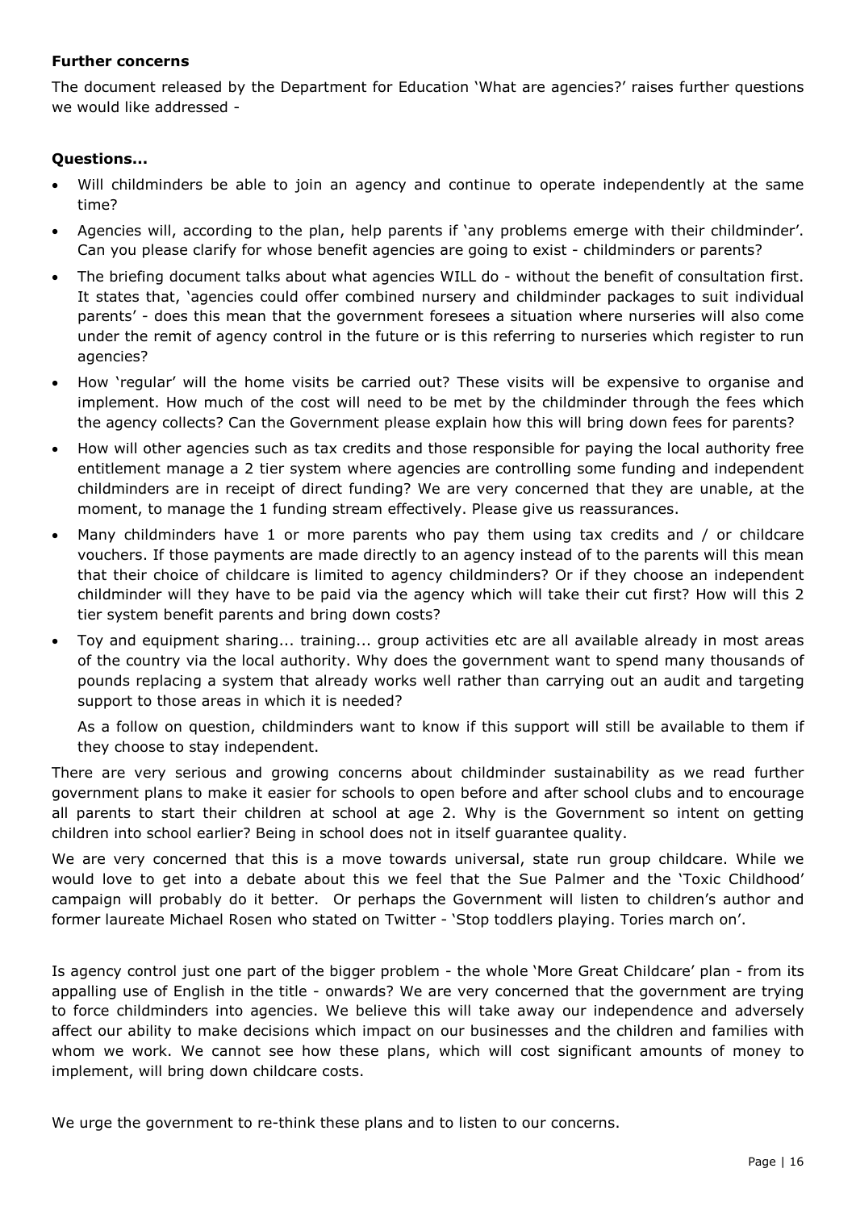**Further concerns**

The document released by the Department for Education 'What are agencies?' raises further questions we would like addressed -

**Questions...**

- Will childminders be able to join an agency and continue to operate independently at the same time?
- Agencies will, according to the plan, help parents if 'any problems emerge with their childminder'. Can you please clarify for whose benefit agencies are going to exist - childminders or parents?
- The briefing document talks about what agencies WILL do - without the benefit of consultation first. It states that, 'agencies could offer combined nursery and childminder packages to suit individual parents' - does this mean that the government foresees a situation where nurseries will also come under the remit of agency control in the future or is this referring to nurseries which register to run agencies?
- How 'regular' will the home visits be carried out? These visits will be expensive to organise and implement. How much of the cost will need to be met by the childminder through the fees which the agency collects? Can the Government please explain how this will bring down fees for parents?
- How will other agencies such as tax credits and those responsible for paying the local authority free entitlement manage a 2 tier system where agencies are controlling some funding and independent childminders are in receipt of direct funding? We are very concerned that they are unable, at the moment, to manage the 1 funding stream effectively. Please give us reassurances.
- Many childminders have 1 or more parents who pay them using tax credits and / or childcare vouchers. If those payments are made directly to an agency instead of to the parents will this mean that their choice of childcare is limited to agency childminders? Or if they choose an independent childminder will they have to be paid via the agency which will take their cut first? How will this 2 tier system benefit parents and bring down costs?
- Toy and equipment sharing... training... group activities etc are all available already in most areas of the country via the local authority. Why does the government want to spend many thousands of pounds replacing a system that already works well rather than carrying out an audit and targeting support to those areas in which it is needed?

  As a follow on question, childminders want to know if this support will still be available to them if they choose to stay independent.

There are very serious and growing concerns about childminder sustainability as we read further government plans to make it easier for schools to open before and after school clubs and to encourage all parents to start their children at school at age 2. Why is the Government so intent on getting children into school earlier? Being in school does not in itself guarantee quality.

We are very concerned that this is a move towards universal, state run group childcare. While we would love to get into a debate about this we feel that the Sue Palmer and the 'Toxic Childhood' campaign will probably do it better. Or perhaps the Government will listen to children's author and former laureate Michael Rosen who stated on Twitter - 'Stop toddlers playing. Tories march on'.

Is agency control just one part of the bigger problem - the whole 'More Great Childcare' plan - from its appalling use of English in the title - onwards? We are very concerned that the government are trying to force childminders into agencies. We believe this will take away our independence and adversely affect our ability to make decisions which impact on our businesses and the children and families with whom we work. We cannot see how these plans, which will cost significant amounts of money to implement, will bring down childcare costs.

We urge the government to re-think these plans and to listen to our concerns.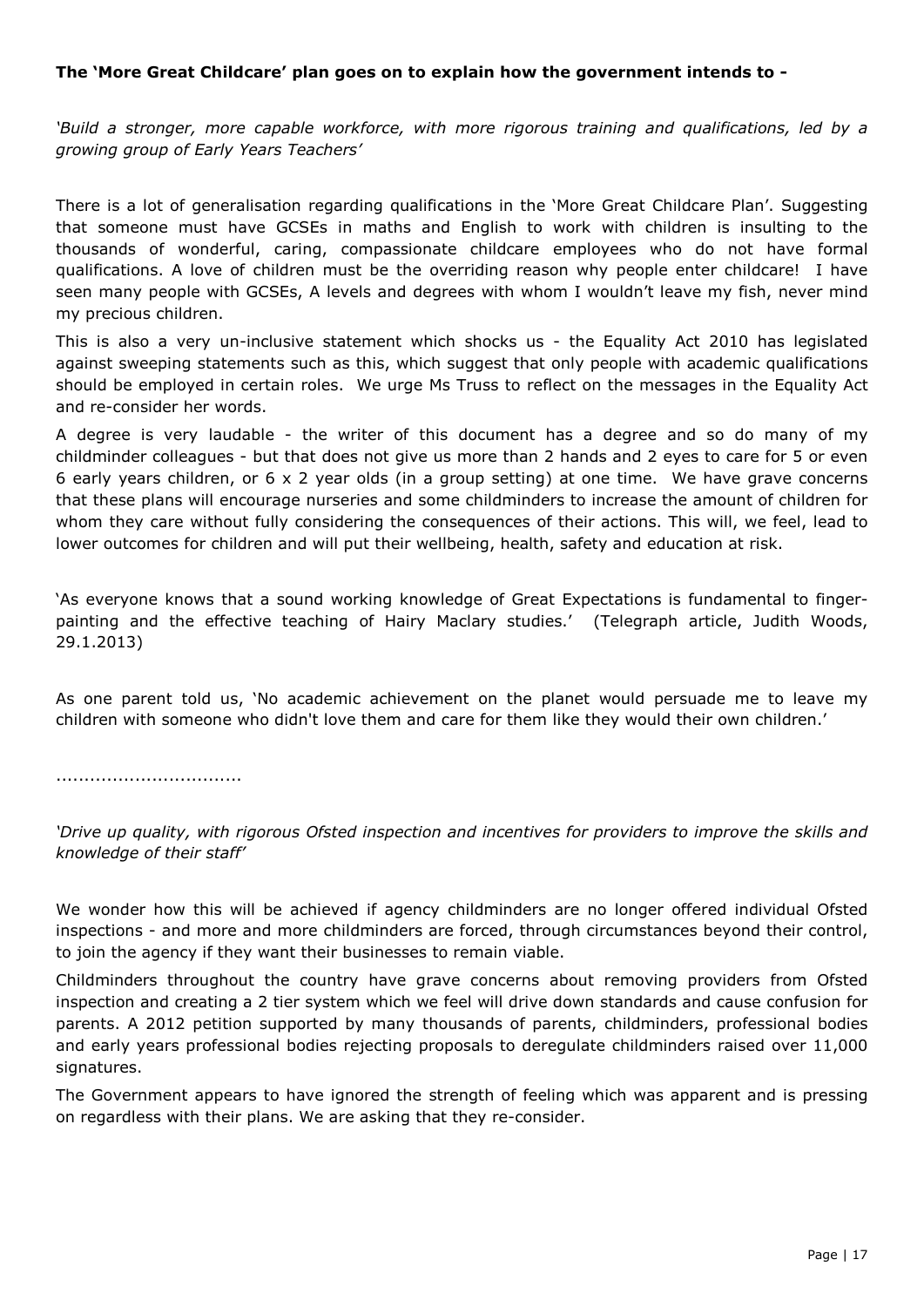**The 'More Great Childcare' plan goes on to explain how the government intends to -**

*'Build a stronger, more capable workforce, with more rigorous training and qualifications, led by a growing group of Early Years Teachers'*

There is a lot of generalisation regarding qualifications in the 'More Great Childcare Plan'. Suggesting that someone must have GCSEs in maths and English to work with children is insulting to the thousands of wonderful, caring, compassionate childcare employees who do not have formal qualifications. A love of children must be the overriding reason why people enter childcare! I have seen many people with GCSEs, A levels and degrees with whom I wouldn't leave my fish, never mind my precious children.

This is also a very un-inclusive statement which shocks us - the Equality Act 2010 has legislated against sweeping statements such as this, which suggest that only people with academic qualifications should be employed in certain roles. We urge Ms Truss to reflect on the messages in the Equality Act and re-consider her words.

A degree is very laudable - the writer of this document has a degree and so do many of my childminder colleagues - but that does not give us more than 2 hands and 2 eyes to care for 5 or even 6 early years children, or 6 x 2 year olds (in a group setting) at one time. We have grave concerns that these plans will encourage nurseries and some childminders to increase the amount of children for whom they care without fully considering the consequences of their actions. This will, we feel, lead to lower outcomes for children and will put their wellbeing, health, safety and education at risk.

'As everyone knows that a sound working knowledge of Great Expectations is fundamental to finger-painting and the effective teaching of Hairy Maclary studies.' (Telegraph article, Judith Woods, 29.1.2013)

As one parent told us, 'No academic achievement on the planet would persuade me to leave my children with someone who didn't love them and care for them like they would their own children.'

................................

*'Drive up quality, with rigorous Ofsted inspection and incentives for providers to improve the skills and knowledge of their staff'*

We wonder how this will be achieved if agency childminders are no longer offered individual Ofsted inspections - and more and more childminders are forced, through circumstances beyond their control, to join the agency if they want their businesses to remain viable.

Childminders throughout the country have grave concerns about removing providers from Ofsted inspection and creating a 2 tier system which we feel will drive down standards and cause confusion for parents. A 2012 petition supported by many thousands of parents, childminders, professional bodies and early years professional bodies rejecting proposals to deregulate childminders raised over 11,000 signatures.

The Government appears to have ignored the strength of feeling which was apparent and is pressing on regardless with their plans. We are asking that they re-consider.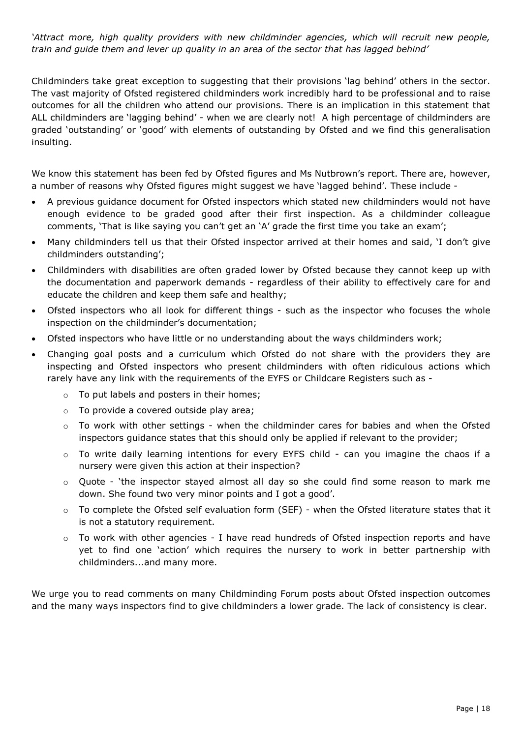*'Attract more, high quality providers with new childminder agencies, which will recruit new people, train and guide them and lever up quality in an area of the sector that has lagged behind'*

Childminders take great exception to suggesting that their provisions 'lag behind' others in the sector. The vast majority of Ofsted registered childminders work incredibly hard to be professional and to raise outcomes for all the children who attend our provisions. There is an implication in this statement that ALL childminders are 'lagging behind' - when we are clearly not! A high percentage of childminders are graded 'outstanding' or 'good' with elements of outstanding by Ofsted and we find this generalisation insulting.

We know this statement has been fed by Ofsted figures and Ms Nutbrown's report. There are, however, a number of reasons why Ofsted figures might suggest we have 'lagged behind'. These include -

- A previous guidance document for Ofsted inspectors which stated new childminders would not have enough evidence to be graded good after their first inspection. As a childminder colleague comments, 'That is like saying you can't get an 'A' grade the first time you take an exam';
- Many childminders tell us that their Ofsted inspector arrived at their homes and said, 'I don't give childminders outstanding';
- Childminders with disabilities are often graded lower by Ofsted because they cannot keep up with the documentation and paperwork demands - regardless of their ability to effectively care for and educate the children and keep them safe and healthy;
- Ofsted inspectors who all look for different things - such as the inspector who focuses the whole inspection on the childminder's documentation;
- Ofsted inspectors who have little or no understanding about the ways childminders work;
- Changing goal posts and a curriculum which Ofsted do not share with the providers they are inspecting and Ofsted inspectors who present childminders with often ridiculous actions which rarely have any link with the requirements of the EYFS or Childcare Registers such as -
  - To put labels and posters in their homes;
  - To provide a covered outside play area;
  - To work with other settings - when the childminder cares for babies and when the Ofsted inspectors guidance states that this should only be applied if relevant to the provider;
  - To write daily learning intentions for every EYFS child - can you imagine the chaos if a nursery were given this action at their inspection?
  - Quote - 'the inspector stayed almost all day so she could find some reason to mark me down. She found two very minor points and I got a good'.
  - To complete the Ofsted self evaluation form (SEF) - when the Ofsted literature states that it is not a statutory requirement.
  - To work with other agencies - I have read hundreds of Ofsted inspection reports and have yet to find one 'action' which requires the nursery to work in better partnership with childminders...and many more.

We urge you to read comments on many Childminding Forum posts about Ofsted inspection outcomes and the many ways inspectors find to give childminders a lower grade. The lack of consistency is clear.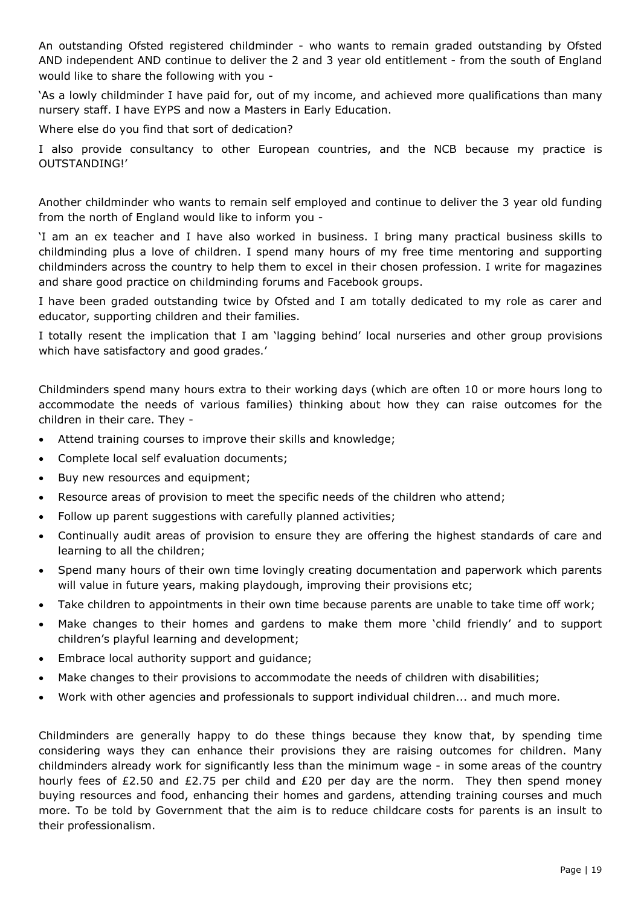An outstanding Ofsted registered childminder - who wants to remain graded outstanding by Ofsted AND independent AND continue to deliver the 2 and 3 year old entitlement - from the south of England would like to share the following with you -

'As a lowly childminder I have paid for, out of my income, and achieved more qualifications than many nursery staff. I have EYPS and now a Masters in Early Education.

Where else do you find that sort of dedication?

I also provide consultancy to other European countries, and the NCB because my practice is OUTSTANDING!'

Another childminder who wants to remain self employed and continue to deliver the 3 year old funding from the north of England would like to inform you -

'I am an ex teacher and I have also worked in business. I bring many practical business skills to childminding plus a love of children. I spend many hours of my free time mentoring and supporting childminders across the country to help them to excel in their chosen profession. I write for magazines and share good practice on childminding forums and Facebook groups.

I have been graded outstanding twice by Ofsted and I am totally dedicated to my role as carer and educator, supporting children and their families.

I totally resent the implication that I am 'lagging behind' local nurseries and other group provisions which have satisfactory and good grades.'

Childminders spend many hours extra to their working days (which are often 10 or more hours long to accommodate the needs of various families) thinking about how they can raise outcomes for the children in their care. They -

- Attend training courses to improve their skills and knowledge;
- Complete local self evaluation documents;
- Buy new resources and equipment;
- Resource areas of provision to meet the specific needs of the children who attend;
- Follow up parent suggestions with carefully planned activities;
- Continually audit areas of provision to ensure they are offering the highest standards of care and learning to all the children;
- Spend many hours of their own time lovingly creating documentation and paperwork which parents will value in future years, making playdough, improving their provisions etc;
- Take children to appointments in their own time because parents are unable to take time off work;
- Make changes to their homes and gardens to make them more 'child friendly' and to support children's playful learning and development;
- Embrace local authority support and guidance;
- Make changes to their provisions to accommodate the needs of children with disabilities;
- Work with other agencies and professionals to support individual children... and much more.

Childminders are generally happy to do these things because they know that, by spending time considering ways they can enhance their provisions they are raising outcomes for children. Many childminders already work for significantly less than the minimum wage - in some areas of the country hourly fees of £2.50 and £2.75 per child and £20 per day are the norm. They then spend money buying resources and food, enhancing their homes and gardens, attending training courses and much more. To be told by Government that the aim is to reduce childcare costs for parents is an insult to their professionalism.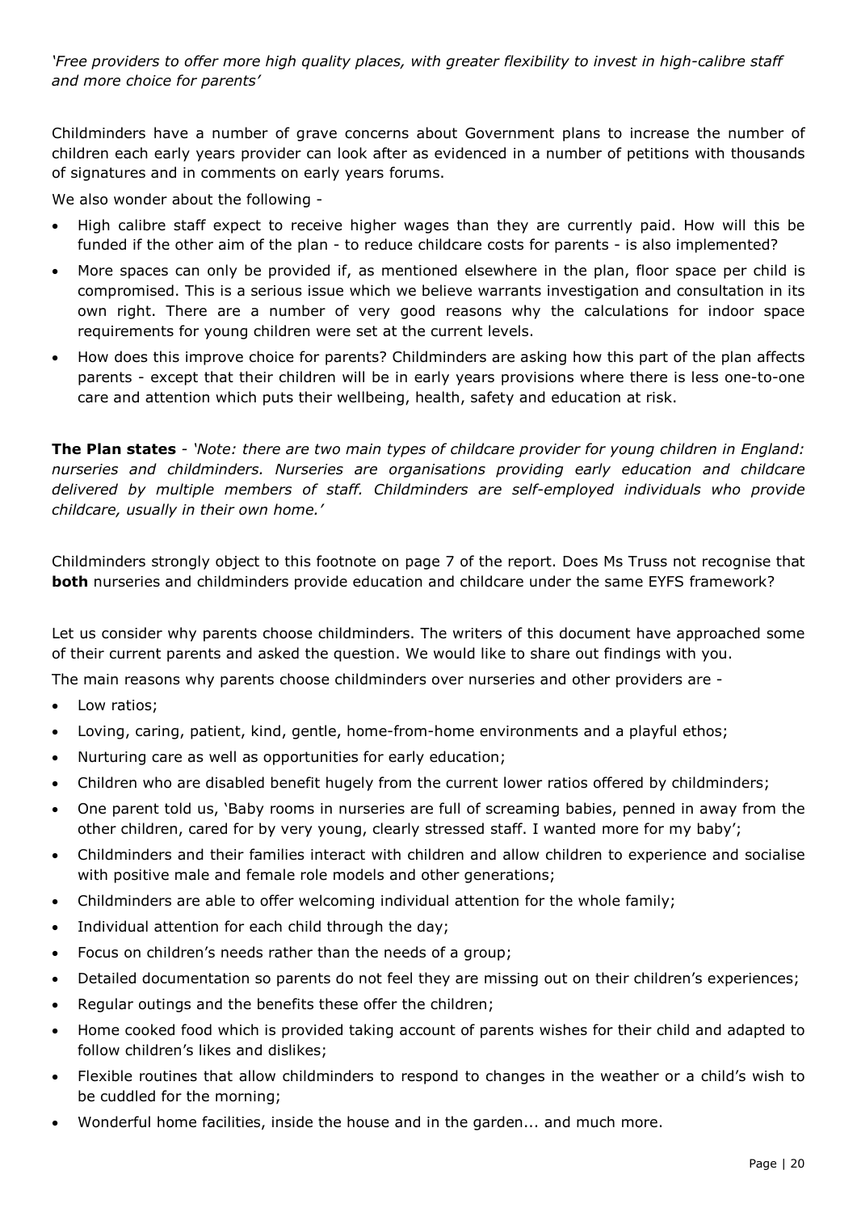*'Free providers to offer more high quality places, with greater flexibility to invest in high-calibre staff and more choice for parents'*

Childminders have a number of grave concerns about Government plans to increase the number of children each early years provider can look after as evidenced in a number of petitions with thousands of signatures and in comments on early years forums.

We also wonder about the following -

- High calibre staff expect to receive higher wages than they are currently paid. How will this be funded if the other aim of the plan - to reduce childcare costs for parents - is also implemented?
- More spaces can only be provided if, as mentioned elsewhere in the plan, floor space per child is compromised. This is a serious issue which we believe warrants investigation and consultation in its own right. There are a number of very good reasons why the calculations for indoor space requirements for young children were set at the current levels.
- How does this improve choice for parents? Childminders are asking how this part of the plan affects parents - except that their children will be in early years provisions where there is less one-to-one care and attention which puts their wellbeing, health, safety and education at risk.

**The Plan states** - *'Note: there are two main types of childcare provider for young children in England: nurseries and childminders. Nurseries are organisations providing early education and childcare delivered by multiple members of staff. Childminders are self-employed individuals who provide childcare, usually in their own home.'*

Childminders strongly object to this footnote on page 7 of the report. Does Ms Truss not recognise that **both** nurseries and childminders provide education and childcare under the same EYFS framework?

Let us consider why parents choose childminders. The writers of this document have approached some of their current parents and asked the question. We would like to share out findings with you.

The main reasons why parents choose childminders over nurseries and other providers are -

- Low ratios;
- Loving, caring, patient, kind, gentle, home-from-home environments and a playful ethos;
- Nurturing care as well as opportunities for early education;
- Children who are disabled benefit hugely from the current lower ratios offered by childminders;
- One parent told us, 'Baby rooms in nurseries are full of screaming babies, penned in away from the other children, cared for by very young, clearly stressed staff. I wanted more for my baby';
- Childminders and their families interact with children and allow children to experience and socialise with positive male and female role models and other generations;
- Childminders are able to offer welcoming individual attention for the whole family;
- Individual attention for each child through the day;
- Focus on children's needs rather than the needs of a group;
- Detailed documentation so parents do not feel they are missing out on their children's experiences;
- Regular outings and the benefits these offer the children;
- Home cooked food which is provided taking account of parents wishes for their child and adapted to follow children's likes and dislikes;
- Flexible routines that allow childminders to respond to changes in the weather or a child's wish to be cuddled for the morning;
- Wonderful home facilities, inside the house and in the garden... and much more.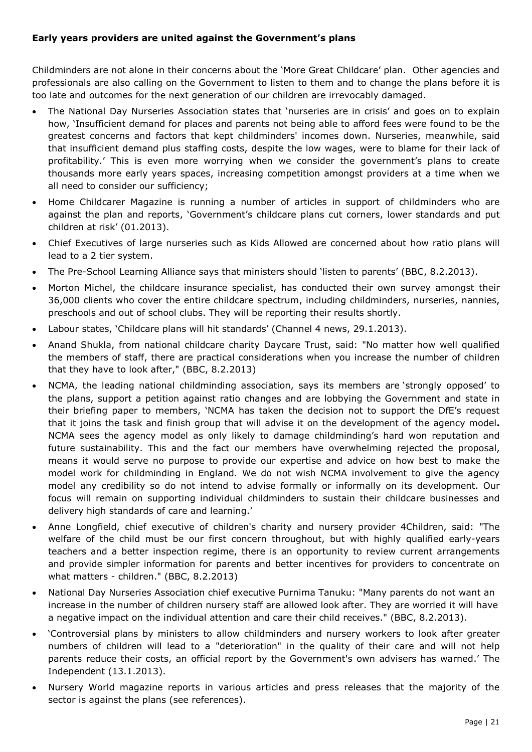**Early years providers are united against the Government's plans**

Childminders are not alone in their concerns about the 'More Great Childcare' plan. Other agencies and professionals are also calling on the Government to listen to them and to change the plans before it is too late and outcomes for the next generation of our children are irrevocably damaged.

- The National Day Nurseries Association states that 'nurseries are in crisis' and goes on to explain how, 'Insufficient demand for places and parents not being able to afford fees were found to be the greatest concerns and factors that kept childminders' incomes down. Nurseries, meanwhile, said that insufficient demand plus staffing costs, despite the low wages, were to blame for their lack of profitability.' This is even more worrying when we consider the government's plans to create thousands more early years spaces, increasing competition amongst providers at a time when we all need to consider our sufficiency;
- Home Childcarer Magazine is running a number of articles in support of childminders who are against the plan and reports, 'Government's childcare plans cut corners, lower standards and put children at risk' (01.2013).
- Chief Executives of large nurseries such as Kids Allowed are concerned about how ratio plans will lead to a 2 tier system.
- The Pre-School Learning Alliance says that ministers should 'listen to parents' (BBC, 8.2.2013).
- Morton Michel, the childcare insurance specialist, has conducted their own survey amongst their 36,000 clients who cover the entire childcare spectrum, including childminders, nurseries, nannies, preschools and out of school clubs. They will be reporting their results shortly.
- Labour states, 'Childcare plans will hit standards' (Channel 4 news, 29.1.2013).
- Anand Shukla, from national childcare charity Daycare Trust, said: "No matter how well qualified the members of staff, there are practical considerations when you increase the number of children that they have to look after," (BBC, 8.2.2013)
- NCMA, the leading national childminding association, says its members are 'strongly opposed' to the plans, support a petition against ratio changes and are lobbying the Government and state in their briefing paper to members, 'NCMA has taken the decision not to support the DfE's request that it joins the task and finish group that will advise it on the development of the agency model**.** NCMA sees the agency model as only likely to damage childminding's hard won reputation and future sustainability. This and the fact our members have overwhelming rejected the proposal, means it would serve no purpose to provide our expertise and advice on how best to make the model work for childminding in England. We do not wish NCMA involvement to give the agency model any credibility so do not intend to advise formally or informally on its development. Our focus will remain on supporting individual childminders to sustain their childcare businesses and delivery high standards of care and learning.'
- Anne Longfield, chief executive of children's charity and nursery provider 4Children, said: "The welfare of the child must be our first concern throughout, but with highly qualified early-years teachers and a better inspection regime, there is an opportunity to review current arrangements and provide simpler information for parents and better incentives for providers to concentrate on what matters - children." (BBC, 8.2.2013)
- National Day Nurseries Association chief executive Purnima Tanuku: "Many parents do not want an increase in the number of children nursery staff are allowed look after. They are worried it will have a negative impact on the individual attention and care their child receives." (BBC, 8.2.2013).
- 'Controversial plans by ministers to allow childminders and nursery workers to look after greater numbers of children will lead to a "deterioration" in the quality of their care and will not help parents reduce their costs, an official report by the Government's own advisers has warned.' The Independent (13.1.2013).
- Nursery World magazine reports in various articles and press releases that the majority of the sector is against the plans (see references).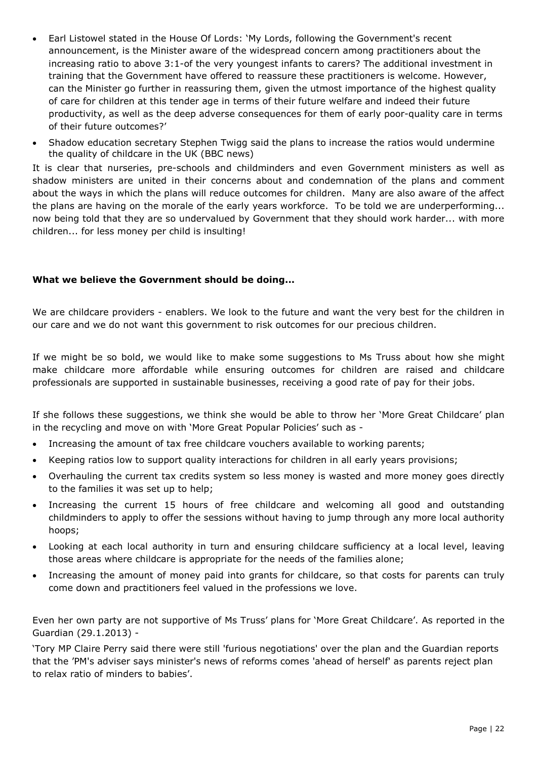- Earl Listowel stated in the House Of Lords: 'My Lords, following the Government's recent announcement, is the Minister aware of the widespread concern among practitioners about the increasing ratio to above 3:1-of the very youngest infants to carers? The additional investment in training that the Government have offered to reassure these practitioners is welcome. However, can the Minister go further in reassuring them, given the utmost importance of the highest quality of care for children at this tender age in terms of their future welfare and indeed their future productivity, as well as the deep adverse consequences for them of early poor-quality care in terms of their future outcomes?'
- Shadow education secretary Stephen Twigg said the plans to increase the ratios would undermine the quality of childcare in the UK (BBC news)

It is clear that nurseries, pre-schools and childminders and even Government ministers as well as shadow ministers are united in their concerns about and condemnation of the plans and comment about the ways in which the plans will reduce outcomes for children. Many are also aware of the affect the plans are having on the morale of the early years workforce. To be told we are underperforming... now being told that they are so undervalued by Government that they should work harder... with more children... for less money per child is insulting!

**What we believe the Government should be doing…**

We are childcare providers - enablers. We look to the future and want the very best for the children in our care and we do not want this government to risk outcomes for our precious children.

If we might be so bold, we would like to make some suggestions to Ms Truss about how she might make childcare more affordable while ensuring outcomes for children are raised and childcare professionals are supported in sustainable businesses, receiving a good rate of pay for their jobs.

If she follows these suggestions, we think she would be able to throw her 'More Great Childcare' plan in the recycling and move on with 'More Great Popular Policies' such as -

- Increasing the amount of tax free childcare vouchers available to working parents;
- Keeping ratios low to support quality interactions for children in all early years provisions;
- Overhauling the current tax credits system so less money is wasted and more money goes directly to the families it was set up to help;
- Increasing the current 15 hours of free childcare and welcoming all good and outstanding childminders to apply to offer the sessions without having to jump through any more local authority hoops;
- Looking at each local authority in turn and ensuring childcare sufficiency at a local level, leaving those areas where childcare is appropriate for the needs of the families alone;
- Increasing the amount of money paid into grants for childcare, so that costs for parents can truly come down and practitioners feel valued in the professions we love.

Even her own party are not supportive of Ms Truss' plans for 'More Great Childcare'. As reported in the Guardian (29.1.2013) -

'Tory MP Claire Perry said there were still 'furious negotiations' over the plan and the Guardian reports that the 'PM's adviser says minister's news of reforms comes 'ahead of herself' as parents reject plan to relax ratio of minders to babies'.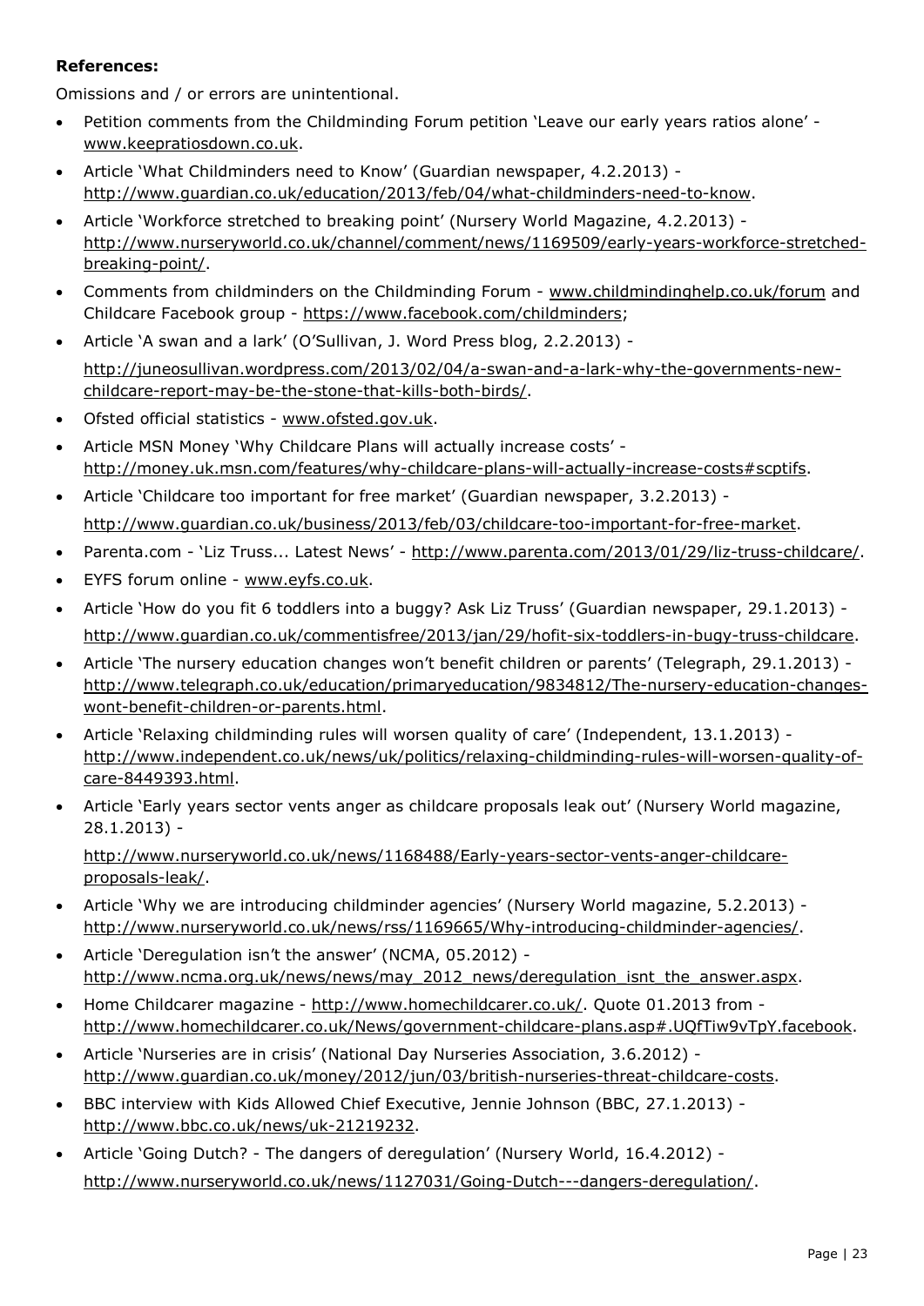**References:**

Omissions and / or errors are unintentional.

- Petition comments from the Childminding Forum petition 'Leave our early years ratios alone' - www.keepratiosdown.co.uk.
- Article 'What Childminders need to Know' (Guardian newspaper, 4.2.2013) - http://www.guardian.co.uk/education/2013/feb/04/what-childminders-need-to-know.
- Article 'Workforce stretched to breaking point' (Nursery World Magazine, 4.2.2013) - http://www.nurseryworld.co.uk/channel/comment/news/1169509/early-years-workforce-stretched-breaking-point/.
- Comments from childminders on the Childminding Forum - www.childminding help.co.uk/forum and Childcare Facebook group - https://www.facebook.com/childminders;
- Article 'A swan and a lark' (O'Sullivan, J. Word Press blog, 2.2.2013) - http://juneosullivan.wordpress.com/2013/02/04/a-swan-and-a-lark-why-the-governments-new-childcare-report-may-be-the-stone-that-kills-both-birds/.
- Ofsted official statistics - www.ofsted.gov.uk.
- Article MSN Money 'Why Childcare Plans will actually increase costs' - http://money.uk.msn.com/features/why-childcare-plans-will-actually-increase-costs#scptifs.
- Article 'Childcare too important for free market' (Guardian newspaper, 3.2.2013) - http://www.guardian.co.uk/business/2013/feb/03/childcare-too-important-for-free-market.
- Parenta.com - 'Liz Truss... Latest News' - http://www.parenta.com/2013/01/29/liz-truss-childcare/.
- EYFS forum online - www.eyfs.co.uk.
- Article 'How do you fit 6 toddlers into a buggy? Ask Liz Truss' (Guardian newspaper, 29.1.2013) - http://www.guardian.co.uk/commentisfree/2013/jan/29/hofit-six-toddlers-in-bugy-truss-childcare.
- Article 'The nursery education changes won't benefit children or parents' (Telegraph, 29.1.2013) - http://www.telegraph.co.uk/education/primaryeducation/9834812/The-nursery-education-changes-wont-benefit-children-or-parents.html.
- Article 'Relaxing childminding rules will worsen quality of care' (Independent, 13.1.2013) - http://www.independent.co.uk/news/uk/politics/relaxing-childminding-rules-will-worsen-quality-of-care-8449393.html.
- Article 'Early years sector vents anger as childcare proposals leak out' (Nursery World magazine, 28.1.2013) - http://www.nurseryworld.co.uk/news/1168488/Early-years-sector-vents-anger-childcare-proposals-leak/.
- Article 'Why we are introducing childminder agencies' (Nursery World magazine, 5.2.2013) - http://www.nurseryworld.co.uk/news/rss/1169665/Why-introducing-childminder-agencies/.
- Article 'Deregulation isn't the answer' (NCMA, 05.2012) - http://www.ncma.org.uk/news/news/may_2012_news/deregulation_isnt_the_answer.aspx.
- Home Childcarer magazine - http://www.homechildcarer.co.uk/. Quote 01.2013 from - http://www.homechildcarer.co.uk/News/government-childcare-plans.asp#.UQfTiw9vTpY.facebook.
- Article 'Nurseries are in crisis' (National Day Nurseries Association, 3.6.2012) - http://www.guardian.co.uk/money/2012/jun/03/british-nurseries-threat-childcare-costs.
- BBC interview with Kids Allowed Chief Executive, Jennie Johnson (BBC, 27.1.2013) - http://www.bbc.co.uk/news/uk-21219232.
- Article 'Going Dutch? - The dangers of deregulation' (Nursery World, 16.4.2012) - http://www.nurseryworld.co.uk/news/1127031/Going-Dutch---dangers-deregulation/.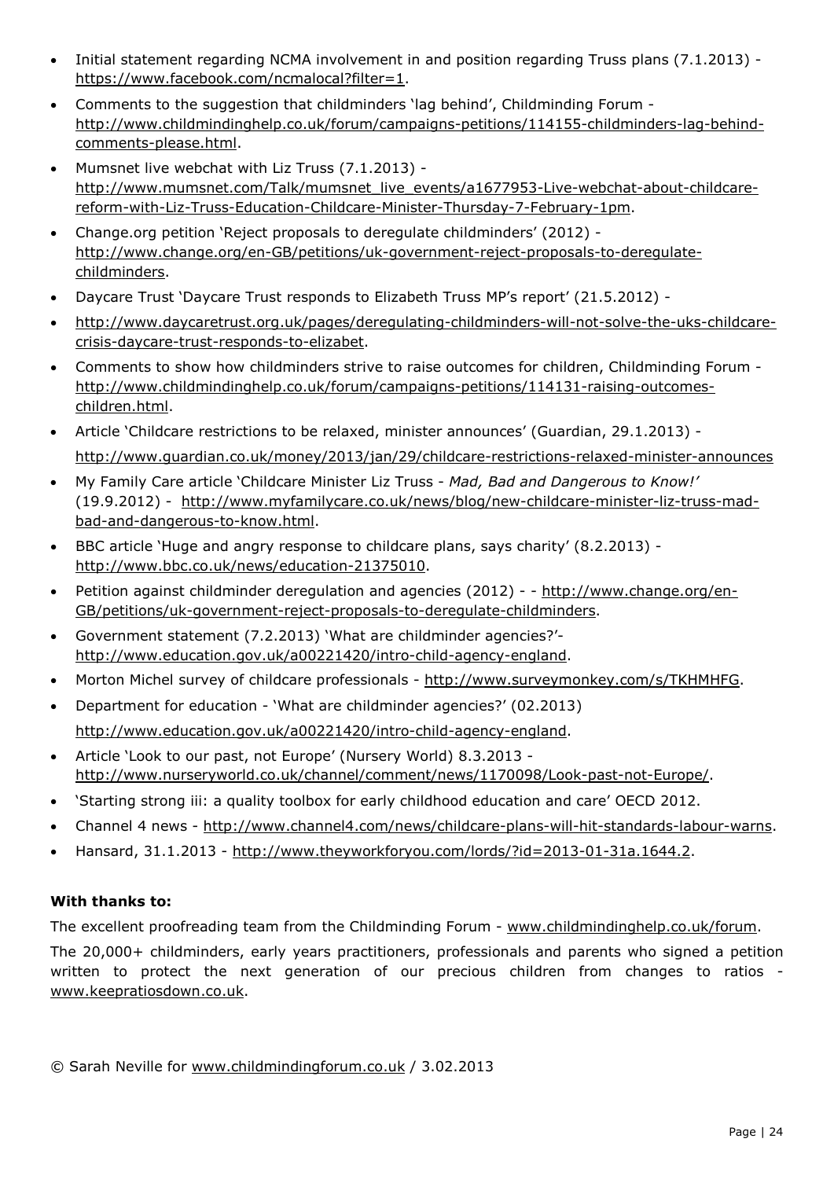- Initial statement regarding NCMA involvement in and position regarding Truss plans (7.1.2013) - https://www.facebook.com/ncmalocal?filter=1.
- Comments to the suggestion that childminders 'lag behind', Childminding Forum - http://www.childmindinghelp.co.uk/forum/campaigns-petitions/114155-childminders-lag-behind-comments-please.html.
- Mumsnet live webchat with Liz Truss (7.1.2013) - http://www.mumsnet.com/Talk/mumsnet_live_events/a1677953-Live-webchat-about-childcare-reform-with-Liz-Truss-Education-Childcare-Minister-Thursday-7-February-1pm.
- Change.org petition 'Reject proposals to deregulate childminders' (2012) - http://www.change.org/en-GB/petitions/uk-government-reject-proposals-to-deregulate-childminders.
- Daycare Trust 'Daycare Trust responds to Elizabeth Truss MP's report' (21.5.2012) -
- http://www.daycaretrust.org.uk/pages/deregulating-childminders-will-not-solve-the-uks-childcare-crisis-daycare-trust-responds-to-elizabet.
- Comments to show how childminders strive to raise outcomes for children, Childminding Forum - http://www.childmindinghelp.co.uk/forum/campaigns-petitions/114131-raising-outcomes-children.html.
- Article 'Childcare restrictions to be relaxed, minister announces' (Guardian, 29.1.2013) - http://www.guardian.co.uk/money/2013/jan/29/childcare-restrictions-relaxed-minister-announces
- My Family Care article 'Childcare Minister Liz Truss - *Mad, Bad and Dangerous to Know!'* (19.9.2012) - http://www.myfamilycare.co.uk/news/blog/new-childcare-minister-liz-truss-mad-bad-and-dangerous-to-know.html.
- BBC article 'Huge and angry response to childcare plans, says charity' (8.2.2013) - http://www.bbc.co.uk/news/education-21375010.
- Petition against childminder deregulation and agencies (2012) - - http://www.change.org/en-GB/petitions/uk-government-reject-proposals-to-deregulate-childminders.
- Government statement (7.2.2013) 'What are childminder agencies?'- http://www.education.gov.uk/a00221420/intro-child-agency-england.
- Morton Michel survey of childcare professionals - http://www.surveymonkey.com/s/TKHMHFG.
- Department for education - 'What are childminder agencies?' (02.2013) http://www.education.gov.uk/a00221420/intro-child-agency-england.
- Article 'Look to our past, not Europe' (Nursery World) 8.3.2013 - http://www.nurseryworld.co.uk/channel/comment/news/1170098/Look-past-not-Europe/.
- 'Starting strong iii: a quality toolbox for early childhood education and care' OECD 2012.
- Channel 4 news - http://www.channel4.com/news/childcare-plans-will-hit-standards-labour-warns.
- Hansard, 31.1.2013 - http://www.theyworkforyou.com/lords/?id=2013-01-31a.1644.2.

**With thanks to:**

The excellent proofreading team from the Childminding Forum - www.childmindinghelp.co.uk/forum.

The 20,000+ childminders, early years practitioners, professionals and parents who signed a petition written to protect the next generation of our precious children from changes to ratios - www.keepratiosdown.co.uk.

© Sarah Neville for www.childmindingforum.co.uk / 3.02.2013